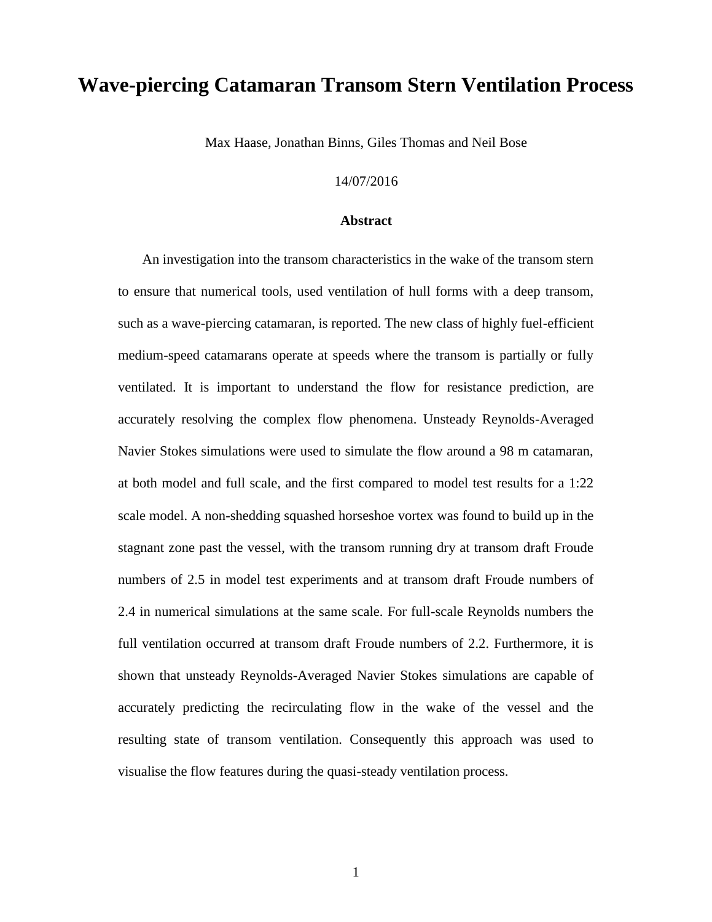# Wave-piercing Catamaran Transom Stern Ventilation Process

Max Haase, Jonathan Binns, Giles Thomas and Neil Bose

14/07/2016

### Abstract

An investigation into the transom characteristics in the wake of the transom stern to ensure that numerical tools, used ventilation of hull forms with a deep transom, such as a wave-piercing catamaran, is reported. The new class of highly fuel-efficient medium-speed catamarans operate at speeds where the transom is partially or fully ventilated. It is important to understand the flow for resistance prediction, are accurately resolving the complex flow phenomena. Unsteady Reynolds-Averaged Navier Stokes simulations were used to simulate the flow around a 98 m catamaran, at both model and full scale, and the first compared to model test results for a 1:22 scale model. A non-shedding squashed horseshoe vortex was found to build up in the stagnant zone past the vessel, with the transom running dry at transom draft Froude numbers of 2.5 in model test experiments and at transom draft Froude numbers of 2.4 in numerical simulations at the same scale. For full-scale Reynolds numbers the full ventilation occurred at transom draft Froude numbers of 2.2. Furthermore, it is shown that unsteady Reynolds-Averaged Navier Stokes simulations are capable of accurately predicting the recirculating flow in the wake of the vessel and the resulting state of transom ventilation. Consequently this approach was used to visualise the flow features during the quasi-steady ventilation process.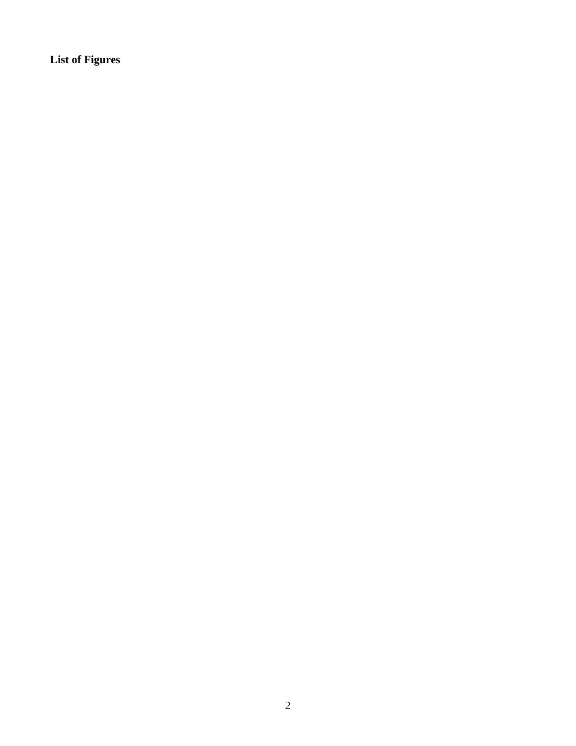**List of Figures**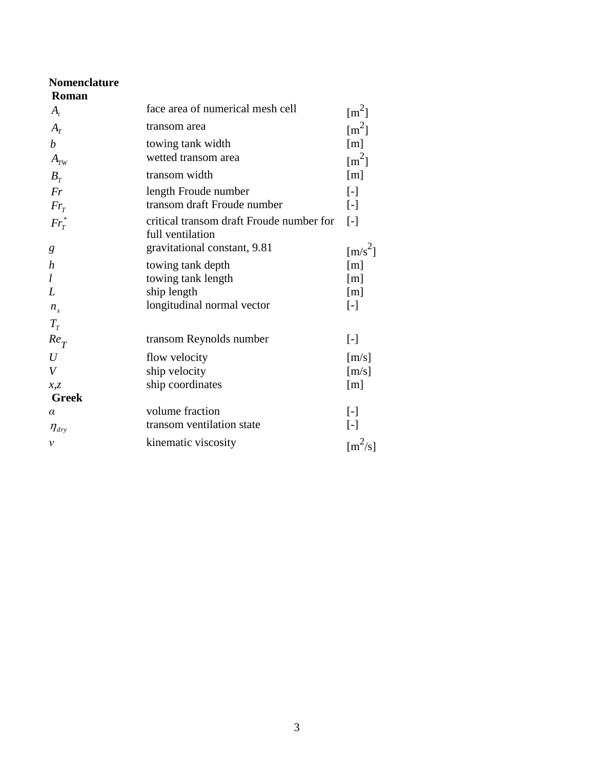## Nomenclature

### Roman

| | | |
|---|---|---|
| $A_i$ | face area of numerical mesh cell | [m$^2$] |
| $A_T$ | transom area | [m$^2$] |
| $b$ | towing tank width | [m] |
| $A_{TW}$ | wetted transom area | [m$^2$] |
| $B_T$ | transom width | [m] |
| $Fr$ | length Froude number | [-] |
| $Fr_T$ | transom draft Froude number | [-] |
| $Fr_T^*$ | critical transom draft Froude number for full ventilation | [-] |
| $g$ | gravitational constant, 9.81 | [m/s$^2$] |
| $h$ | towing tank depth | [m] |
| $l$ | towing tank length | [m] |
| $L$ | ship length | [m] |
| $n_x$ | longitudinal normal vector | [-] |
| $T_T$ | | |
| $Re_T$ | transom Reynolds number | [-] |
| $U$ | flow velocity | [m/s] |
| $V$ | ship velocity | [m/s] |
| $x,z$ | ship coordinates | [m] |

### Greek

| | | |
|---|---|---|
| $\alpha$ | volume fraction | [-] |
| $\eta_{dry}$ | transom ventilation state | [-] |
| $\nu$ | kinematic viscosity | [m$^2$/s] |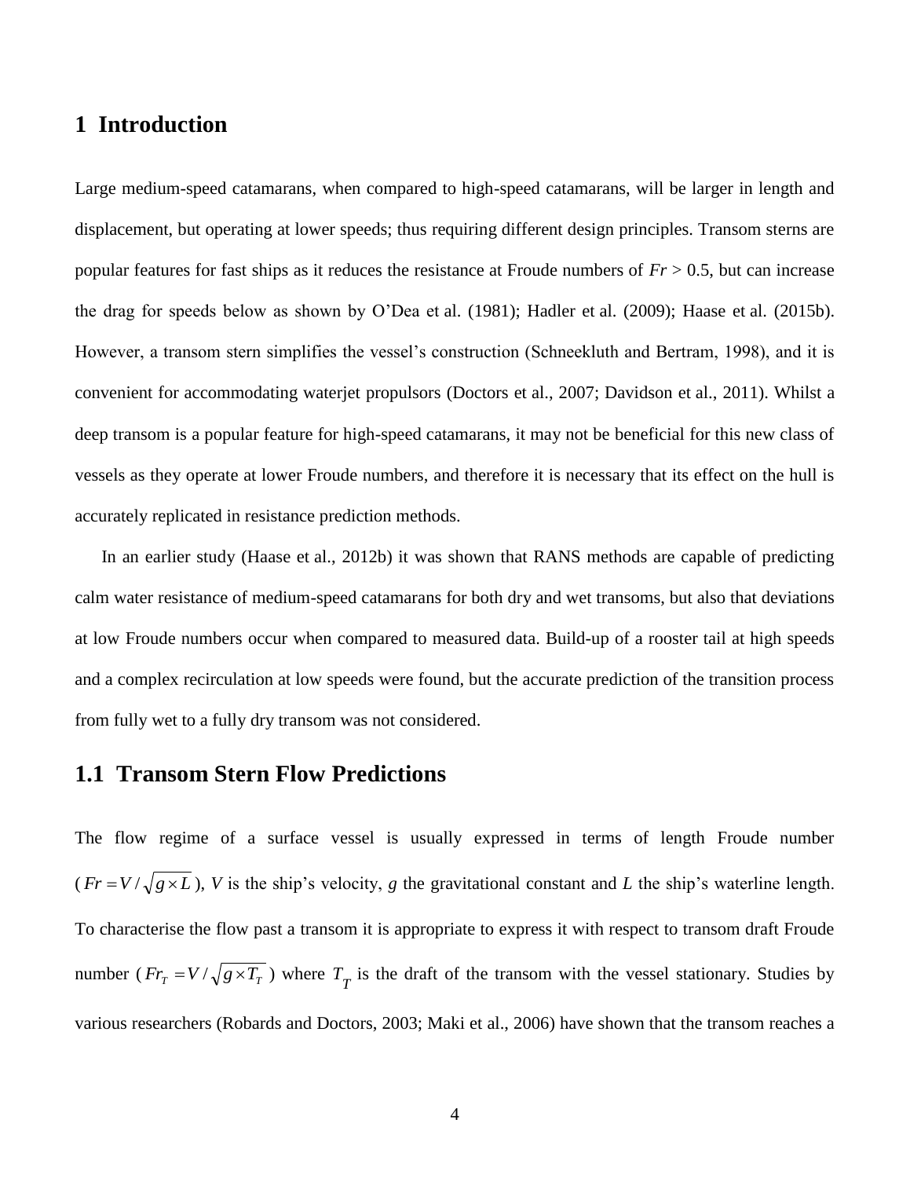# 1 Introduction

Large medium-speed catamarans, when compared to high-speed catamarans, will be larger in length and displacement, but operating at lower speeds; thus requiring different design principles. Transom sterns are popular features for fast ships as it reduces the resistance at Froude numbers of $Fr > 0.5$, but can increase the drag for speeds below as shown by O'Dea et al. (1981); Hadler et al. (2009); Haase et al. (2015b). However, a transom stern simplifies the vessel's construction (Schneekluth and Bertram, 1998), and it is convenient for accommodating waterjet propulsors (Doctors et al., 2007; Davidson et al., 2011). Whilst a deep transom is a popular feature for high-speed catamarans, it may not be beneficial for this new class of vessels as they operate at lower Froude numbers, and therefore it is necessary that its effect on the hull is accurately replicated in resistance prediction methods.

In an earlier study (Haase et al., 2012b) it was shown that RANS methods are capable of predicting calm water resistance of medium-speed catamarans for both dry and wet transoms, but also that deviations at low Froude numbers occur when compared to measured data. Build-up of a rooster tail at high speeds and a complex recirculation at low speeds were found, but the accurate prediction of the transition process from fully wet to a fully dry transom was not considered.

## 1.1 Transom Stern Flow Predictions

The flow regime of a surface vessel is usually expressed in terms of length Froude number ($Fr = V/\sqrt{g \times L}$), $V$ is the ship's velocity, $g$ the gravitational constant and $L$ the ship's waterline length. To characterise the flow past a transom it is appropriate to express it with respect to transom draft Froude number ($Fr_T = V/\sqrt{g \times T_T}$) where $T_T$ is the draft of the transom with the vessel stationary. Studies by various researchers (Robards and Doctors, 2003; Maki et al., 2006) have shown that the transom reaches a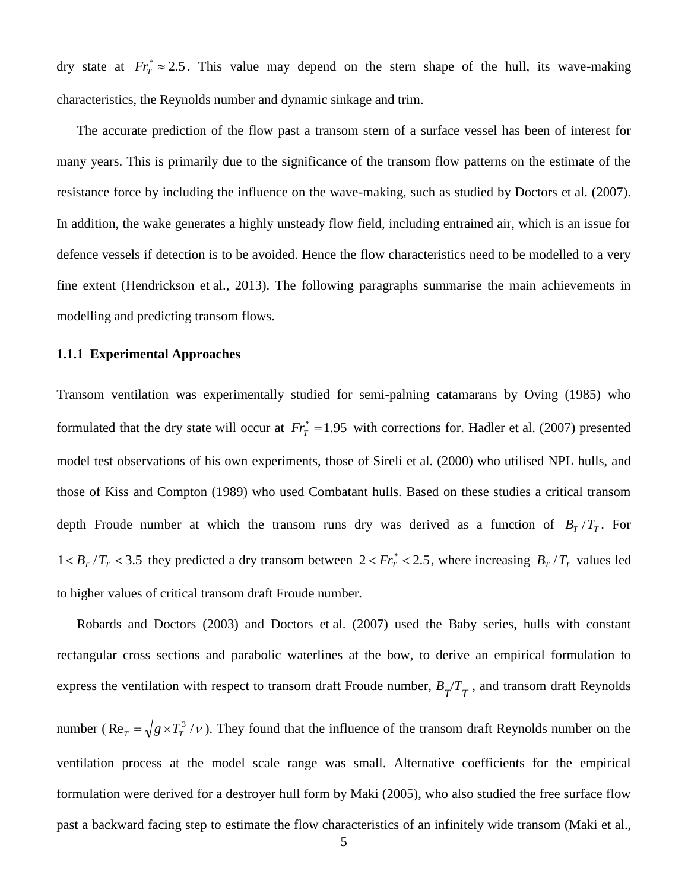dry state at $Fr_T^* \approx 2.5$. This value may depend on the stern shape of the hull, its wave-making characteristics, the Reynolds number and dynamic sinkage and trim.

The accurate prediction of the flow past a transom stern of a surface vessel has been of interest for many years. This is primarily due to the significance of the transom flow patterns on the estimate of the resistance force by including the influence on the wave-making, such as studied by Doctors et al. (2007). In addition, the wake generates a highly unsteady flow field, including entrained air, which is an issue for defence vessels if detection is to be avoided. Hence the flow characteristics need to be modelled to a very fine extent (Hendrickson et al., 2013). The following paragraphs summarise the main achievements in modelling and predicting transom flows.

### 1.1.1 Experimental Approaches

Transom ventilation was experimentally studied for semi-palning catamarans by Oving (1985) who formulated that the dry state will occur at $Fr_T^* = 1.95$ with corrections for. Hadler et al. (2007) presented model test observations of his own experiments, those of Sireli et al. (2000) who utilised NPL hulls, and those of Kiss and Compton (1989) who used Combatant hulls. Based on these studies a critical transom depth Froude number at which the transom runs dry was derived as a function of $B_T / T_T$. For $1 < B_T / T_T < 3.5$ they predicted a dry transom between $2 < Fr_T^* < 2.5$, where increasing $B_T / T_T$ values led to higher values of critical transom draft Froude number.

Robards and Doctors (2003) and Doctors et al. (2007) used the Baby series, hulls with constant rectangular cross sections and parabolic waterlines at the bow, to derive an empirical formulation to express the ventilation with respect to transom draft Froude number, $B_T/T_T$, and transom draft Reynolds number ($\text{Re}_T = \sqrt{g \times T_T^3} / \nu$). They found that the influence of the transom draft Reynolds number on the ventilation process at the model scale range was small. Alternative coefficients for the empirical formulation were derived for a destroyer hull form by Maki (2005), who also studied the free surface flow past a backward facing step to estimate the flow characteristics of an infinitely wide transom (Maki et al.,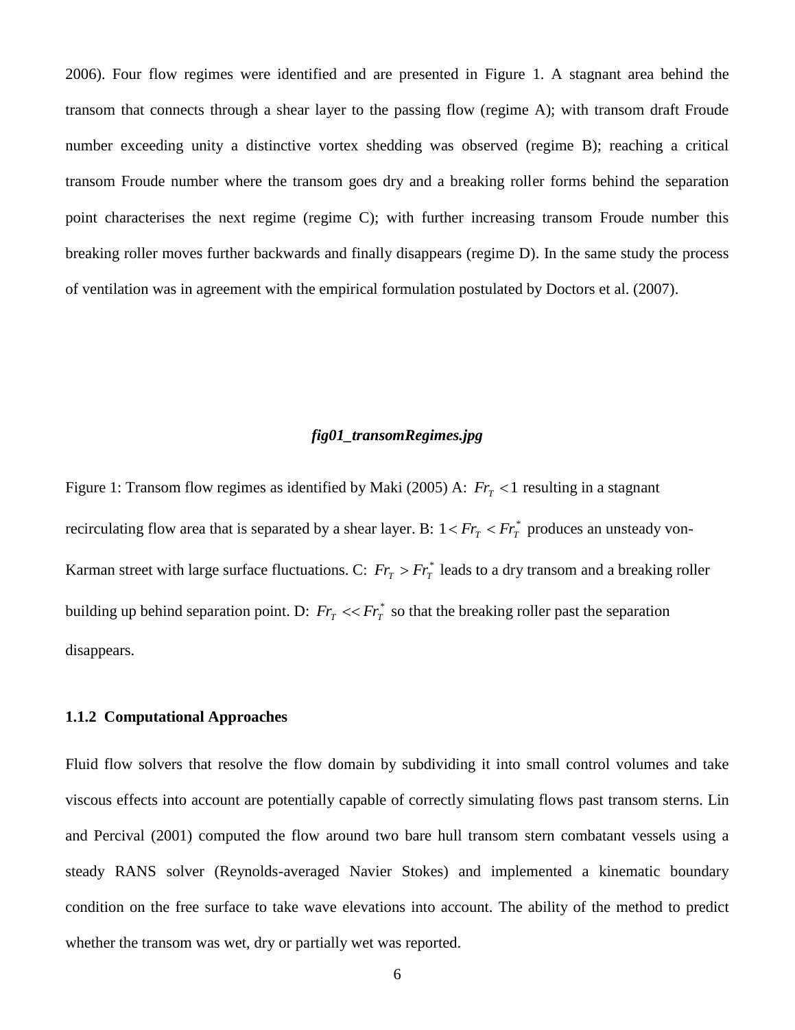2006). Four flow regimes were identified and are presented in Figure 1. A stagnant area behind the transom that connects through a shear layer to the passing flow (regime A); with transom draft Froude number exceeding unity a distinctive vortex shedding was observed (regime B); reaching a critical transom Froude number where the transom goes dry and a breaking roller forms behind the separation point characterises the next regime (regime C); with further increasing transom Froude number this breaking roller moves further backwards and finally disappears (regime D). In the same study the process of ventilation was in agreement with the empirical formulation postulated by Doctors et al. (2007).

***fig01_transomRegimes.jpg***

Figure 1: Transom flow regimes as identified by Maki (2005) A: $Fr_T < 1$ resulting in a stagnant recirculating flow area that is separated by a shear layer. B: $1 < Fr_T < Fr_T^*$ produces an unsteady von-Karman street with large surface fluctuations. C: $Fr_T > Fr_T^*$ leads to a dry transom and a breaking roller building up behind separation point. D: $Fr_T << Fr_T^*$ so that the breaking roller past the separation disappears.

### 1.1.2 Computational Approaches

Fluid flow solvers that resolve the flow domain by subdividing it into small control volumes and take viscous effects into account are potentially capable of correctly simulating flows past transom sterns. Lin and Percival (2001) computed the flow around two bare hull transom stern combatant vessels using a steady RANS solver (Reynolds-averaged Navier Stokes) and implemented a kinematic boundary condition on the free surface to take wave elevations into account. The ability of the method to predict whether the transom was wet, dry or partially wet was reported.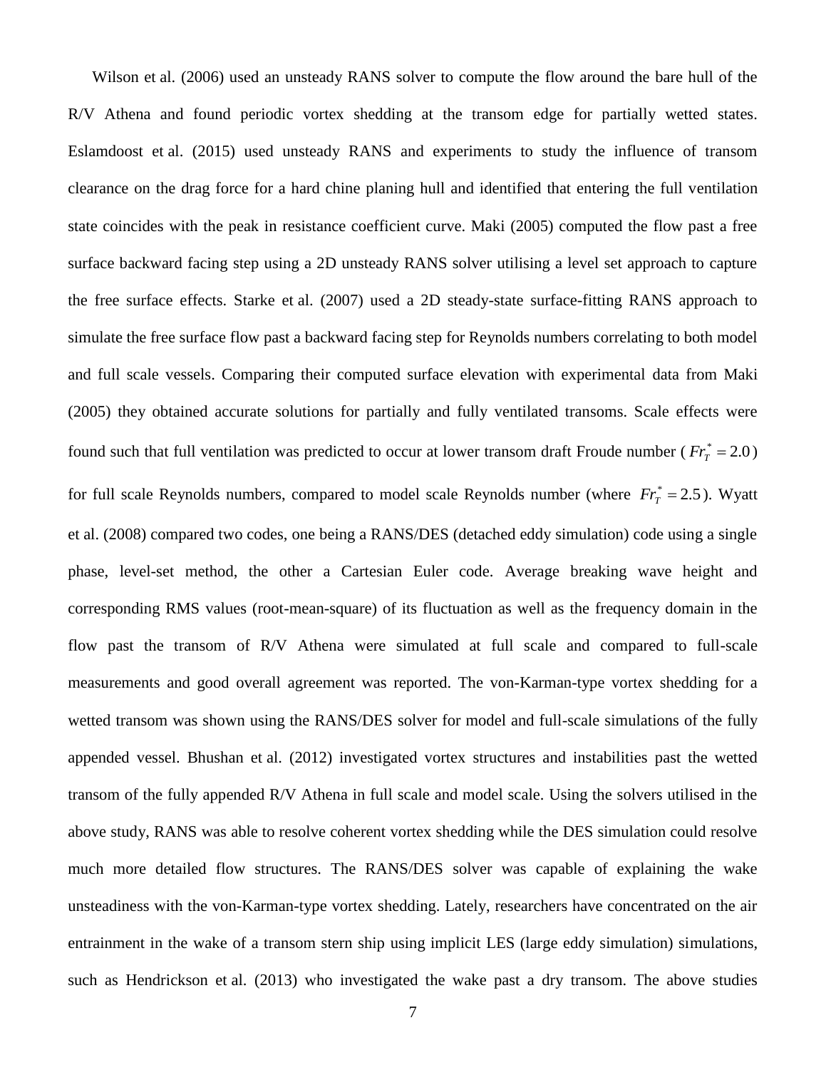Wilson et al. (2006) used an unsteady RANS solver to compute the flow around the bare hull of the R/V Athena and found periodic vortex shedding at the transom edge for partially wetted states. Eslamdoost et al. (2015) used unsteady RANS and experiments to study the influence of transom clearance on the drag force for a hard chine planing hull and identified that entering the full ventilation state coincides with the peak in resistance coefficient curve. Maki (2005) computed the flow past a free surface backward facing step using a 2D unsteady RANS solver utilising a level set approach to capture the free surface effects. Starke et al. (2007) used a 2D steady-state surface-fitting RANS approach to simulate the free surface flow past a backward facing step for Reynolds numbers correlating to both model and full scale vessels. Comparing their computed surface elevation with experimental data from Maki (2005) they obtained accurate solutions for partially and fully ventilated transoms. Scale effects were found such that full ventilation was predicted to occur at lower transom draft Froude number ($Fr_T^* = 2.0$) for full scale Reynolds numbers, compared to model scale Reynolds number (where $Fr_T^* = 2.5$). Wyatt et al. (2008) compared two codes, one being a RANS/DES (detached eddy simulation) code using a single phase, level-set method, the other a Cartesian Euler code. Average breaking wave height and corresponding RMS values (root-mean-square) of its fluctuation as well as the frequency domain in the flow past the transom of R/V Athena were simulated at full scale and compared to full-scale measurements and good overall agreement was reported. The von-Karman-type vortex shedding for a wetted transom was shown using the RANS/DES solver for model and full-scale simulations of the fully appended vessel. Bhushan et al. (2012) investigated vortex structures and instabilities past the wetted transom of the fully appended R/V Athena in full scale and model scale. Using the solvers utilised in the above study, RANS was able to resolve coherent vortex shedding while the DES simulation could resolve much more detailed flow structures. The RANS/DES solver was capable of explaining the wake unsteadiness with the von-Karman-type vortex shedding. Lately, researchers have concentrated on the air entrainment in the wake of a transom stern ship using implicit LES (large eddy simulation) simulations, such as Hendrickson et al. (2013) who investigated the wake past a dry transom. The above studies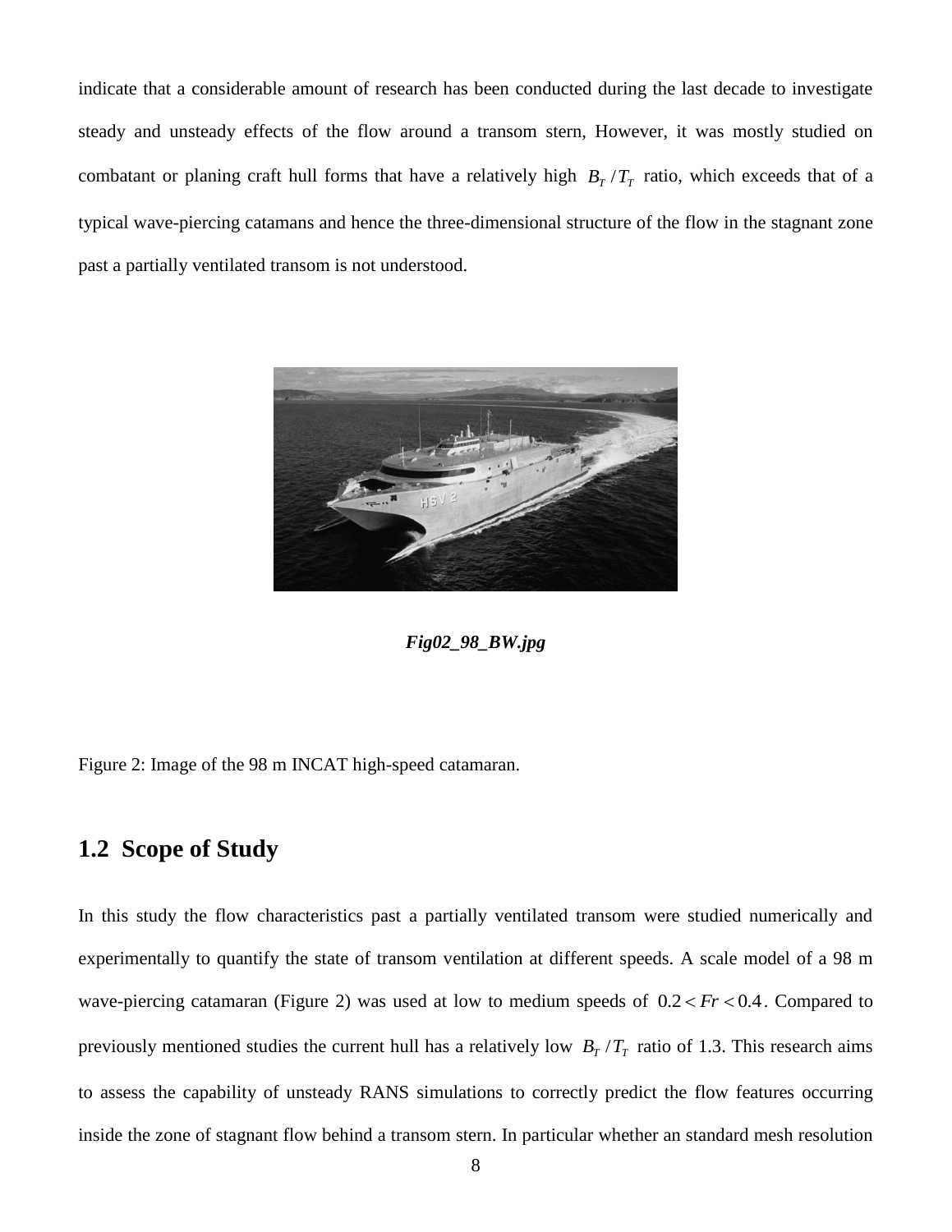indicate that a considerable amount of research has been conducted during the last decade to investigate steady and unsteady effects of the flow around a transom stern, However, it was mostly studied on combatant or planing craft hull forms that have a relatively high $B_T / T_T$ ratio, which exceeds that of a typical wave-piercing catamans and hence the three-dimensional structure of the flow in the stagnant zone past a partially ventilated transom is not understood.

***Fig02_98_BW.jpg***

Figure 2: Image of the 98 m INCAT high-speed catamaran.

## 1.2 Scope of Study

In this study the flow characteristics past a partially ventilated transom were studied numerically and experimentally to quantify the state of transom ventilation at different speeds. A scale model of a 98 m wave-piercing catamaran (Figure 2) was used at low to medium speeds of $0.2 < Fr < 0.4$. Compared to previously mentioned studies the current hull has a relatively low $B_T / T_T$ ratio of 1.3. This research aims to assess the capability of unsteady RANS simulations to correctly predict the flow features occurring inside the zone of stagnant flow behind a transom stern. In particular whether an standard mesh resolution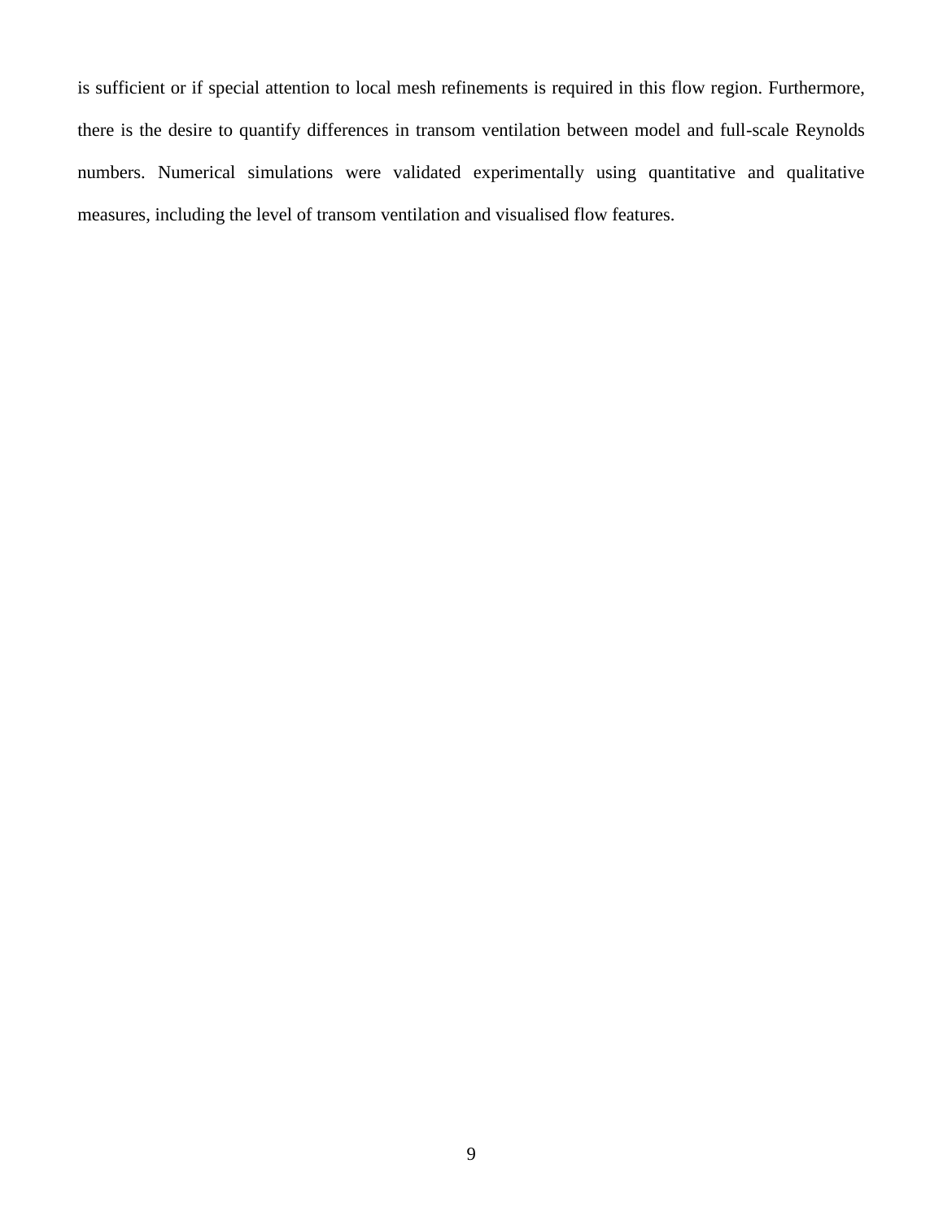is sufficient or if special attention to local mesh refinements is required in this flow region. Furthermore, there is the desire to quantify differences in transom ventilation between model and full-scale Reynolds numbers. Numerical simulations were validated experimentally using quantitative and qualitative measures, including the level of transom ventilation and visualised flow features.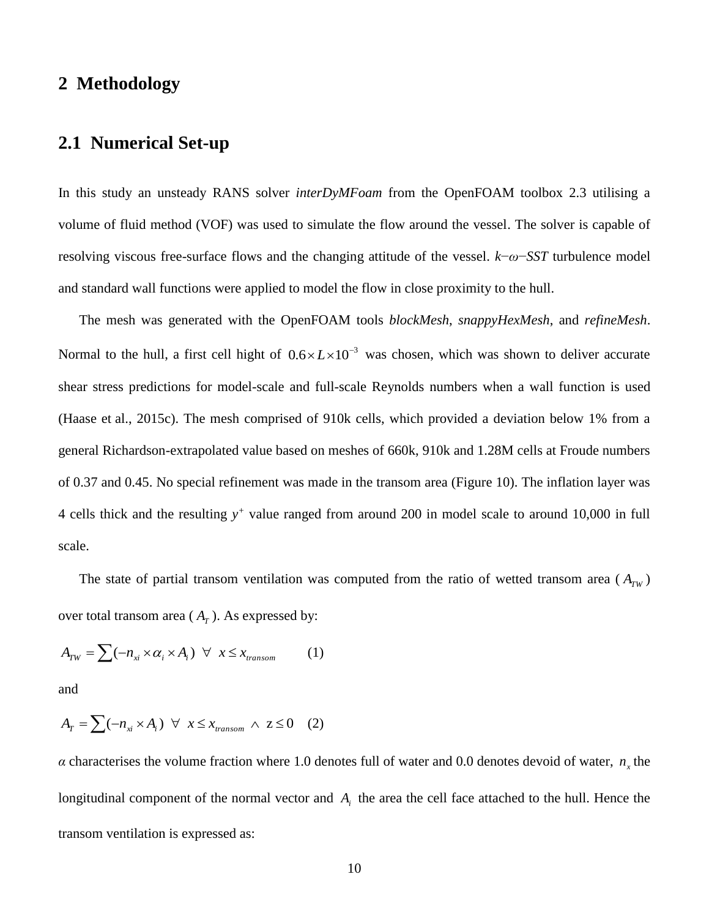# 2 Methodology

## 2.1 Numerical Set-up

In this study an unsteady RANS solver *interDyMFoam* from the OpenFOAM toolbox 2.3 utilising a volume of fluid method (VOF) was used to simulate the flow around the vessel. The solver is capable of resolving viscous free-surface flows and the changing attitude of the vessel. *k−ω−SST* turbulence model and standard wall functions were applied to model the flow in close proximity to the hull.

The mesh was generated with the OpenFOAM tools *blockMesh*, *snappyHexMesh*, and *refineMesh*. Normal to the hull, a first cell hight of $0.6 \times L \times 10^{-3}$ was chosen, which was shown to deliver accurate shear stress predictions for model-scale and full-scale Reynolds numbers when a wall function is used (Haase et al., 2015c). The mesh comprised of 910k cells, which provided a deviation below 1% from a general Richardson-extrapolated value based on meshes of 660k, 910k and 1.28M cells at Froude numbers of 0.37 and 0.45. No special refinement was made in the transom area (Figure 10). The inflation layer was 4 cells thick and the resulting $y^+$ value ranged from around 200 in model scale to around 10,000 in full scale.

The state of partial transom ventilation was computed from the ratio of wetted transom area ($A_{TW}$) over total transom area ($A_T$). As expressed by:

$$A_{TW} = \sum(-n_{xi} \times \alpha_i \times A_i) \;\; \forall \;\; x \leq x_{transom} \qquad (1)$$

and

$$A_T = \sum(-n_{xi} \times A_i) \;\; \forall \;\; x \leq x_{transom} \;\wedge\; z \leq 0 \qquad (2)$$

*α* characterises the volume fraction where 1.0 denotes full of water and 0.0 denotes devoid of water, $n_x$ the longitudinal component of the normal vector and $A_i$ the area the cell face attached to the hull. Hence the transom ventilation is expressed as: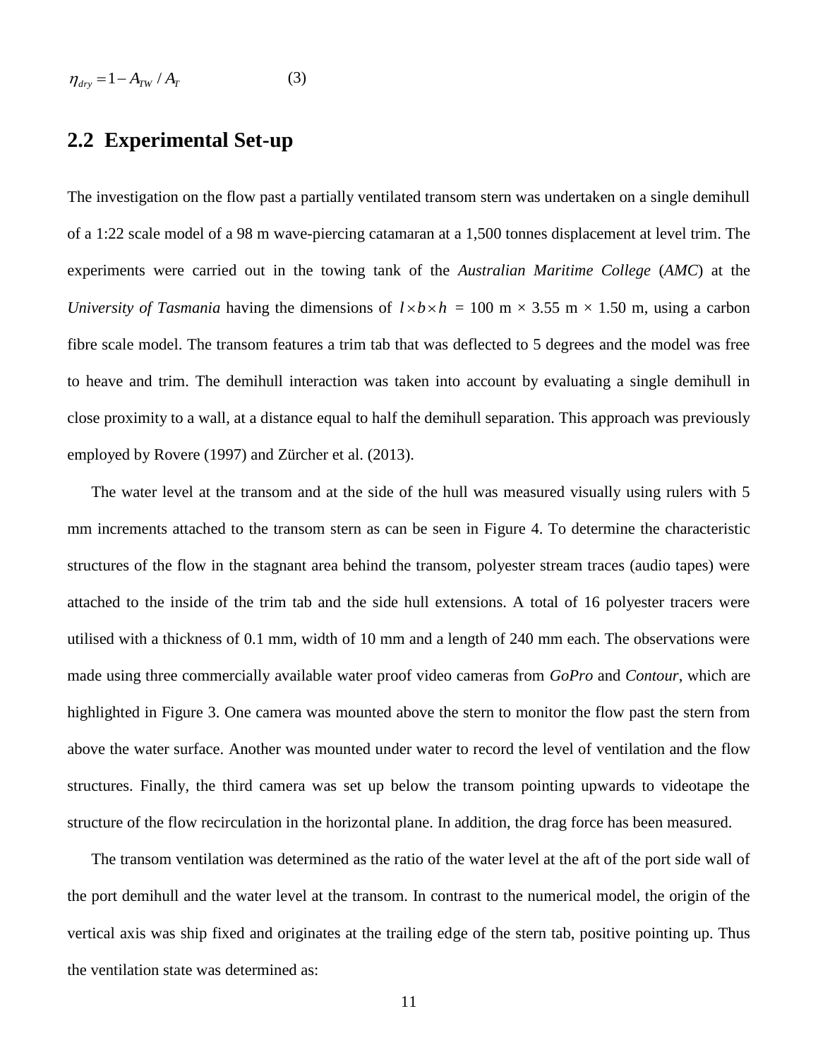$$\eta_{dry} = 1 - A_{TW} / A_T \qquad (3)$$

## 2.2 Experimental Set-up

The investigation on the flow past a partially ventilated transom stern was undertaken on a single demihull of a 1:22 scale model of a 98 m wave-piercing catamaran at a 1,500 tonnes displacement at level trim. The experiments were carried out in the towing tank of the *Australian Maritime College* (*AMC*) at the *University of Tasmania* having the dimensions of $l \times b \times h$ = 100 m × 3.55 m × 1.50 m, using a carbon fibre scale model. The transom features a trim tab that was deflected to 5 degrees and the model was free to heave and trim. The demihull interaction was taken into account by evaluating a single demihull in close proximity to a wall, at a distance equal to half the demihull separation. This approach was previously employed by Rovere (1997) and Zürcher et al. (2013).

The water level at the transom and at the side of the hull was measured visually using rulers with 5 mm increments attached to the transom stern as can be seen in Figure 4. To determine the characteristic structures of the flow in the stagnant area behind the transom, polyester stream traces (audio tapes) were attached to the inside of the trim tab and the side hull extensions. A total of 16 polyester tracers were utilised with a thickness of 0.1 mm, width of 10 mm and a length of 240 mm each. The observations were made using three commercially available water proof video cameras from *GoPro* and *Contour*, which are highlighted in Figure 3. One camera was mounted above the stern to monitor the flow past the stern from above the water surface. Another was mounted under water to record the level of ventilation and the flow structures. Finally, the third camera was set up below the transom pointing upwards to videotape the structure of the flow recirculation in the horizontal plane. In addition, the drag force has been measured.

The transom ventilation was determined as the ratio of the water level at the aft of the port side wall of the port demihull and the water level at the transom. In contrast to the numerical model, the origin of the vertical axis was ship fixed and originates at the trailing edge of the stern tab, positive pointing up. Thus the ventilation state was determined as: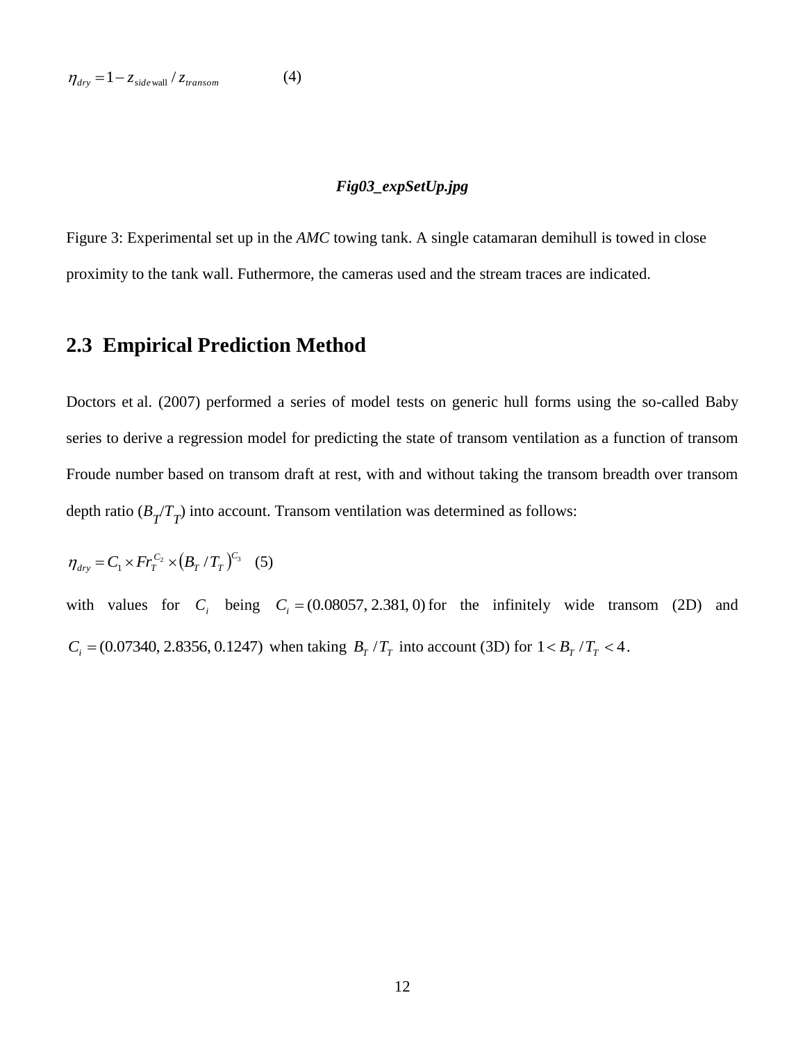$$\eta_{dry} = 1 - z_{side\,\mathrm{wall}} / z_{transom} \qquad (4)$$

***Fig03_expSetUp.jpg***

Figure 3: Experimental set up in the *AMC* towing tank. A single catamaran demihull is towed in close proximity to the tank wall. Futhermore, the cameras used and the stream traces are indicated.

## 2.3 Empirical Prediction Method

Doctors et al. (2007) performed a series of model tests on generic hull forms using the so-called Baby series to derive a regression model for predicting the state of transom ventilation as a function of transom Froude number based on transom draft at rest, with and without taking the transom breadth over transom depth ratio ($B_T/T_T$) into account. Transom ventilation was determined as follows:

$$\eta_{dry} = C_1 \times Fr_T^{C_2} \times \left(B_T / T_T\right)^{C_3} \quad (5)$$

with values for $C_i$ being $C_i = (0.08057, 2.381, 0)$ for the infinitely wide transom (2D) and $C_i = (0.07340, 2.8356, 0.1247)$ when taking $B_T / T_T$ into account (3D) for $1 < B_T / T_T < 4$.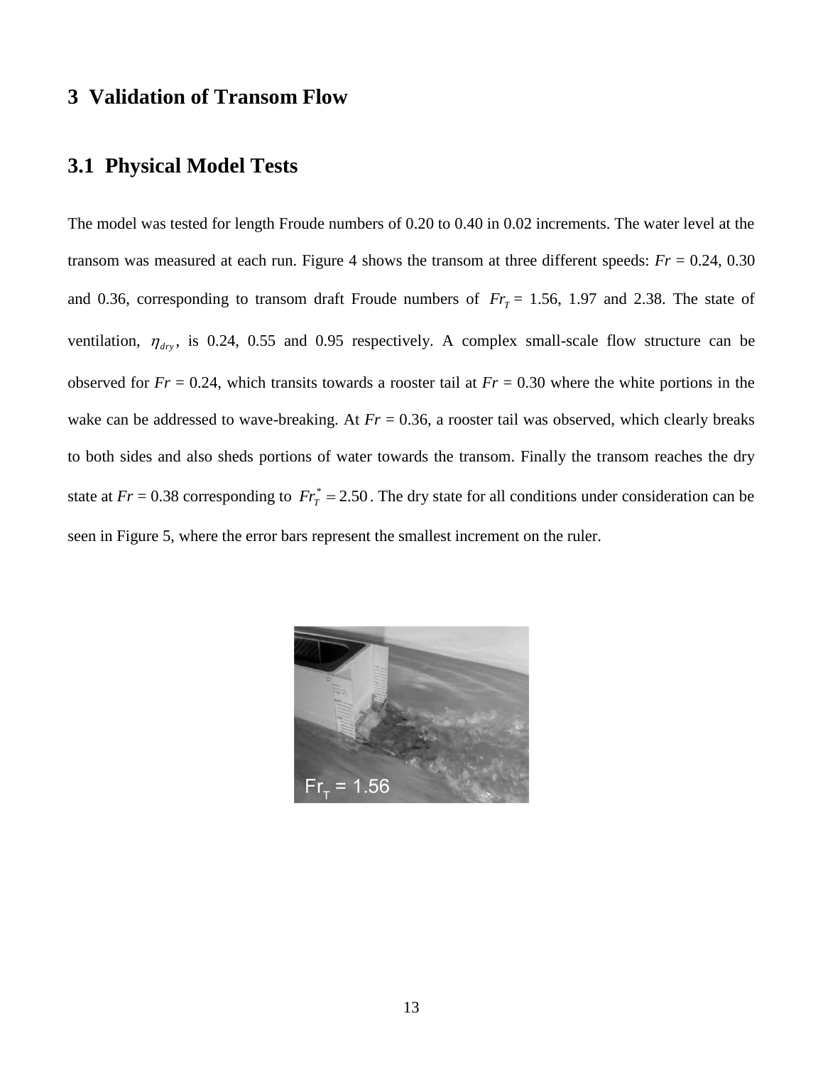# 3 Validation of Transom Flow

## 3.1 Physical Model Tests

The model was tested for length Froude numbers of 0.20 to 0.40 in 0.02 increments. The water level at the transom was measured at each run. Figure 4 shows the transom at three different speeds: $Fr$ = 0.24, 0.30 and 0.36, corresponding to transom draft Froude numbers of $Fr_T$ = 1.56, 1.97 and 2.38. The state of ventilation, $\eta_{dry}$, is 0.24, 0.55 and 0.95 respectively. A complex small-scale flow structure can be observed for $Fr$ = 0.24, which transits towards a rooster tail at $Fr$ = 0.30 where the white portions in the wake can be addressed to wave-breaking. At $Fr$ = 0.36, a rooster tail was observed, which clearly breaks to both sides and also sheds portions of water towards the transom. Finally the transom reaches the dry state at $Fr$ = 0.38 corresponding to $Fr_T^* = 2.50$. The dry state for all conditions under consideration can be seen in Figure 5, where the error bars represent the smallest increment on the ruler.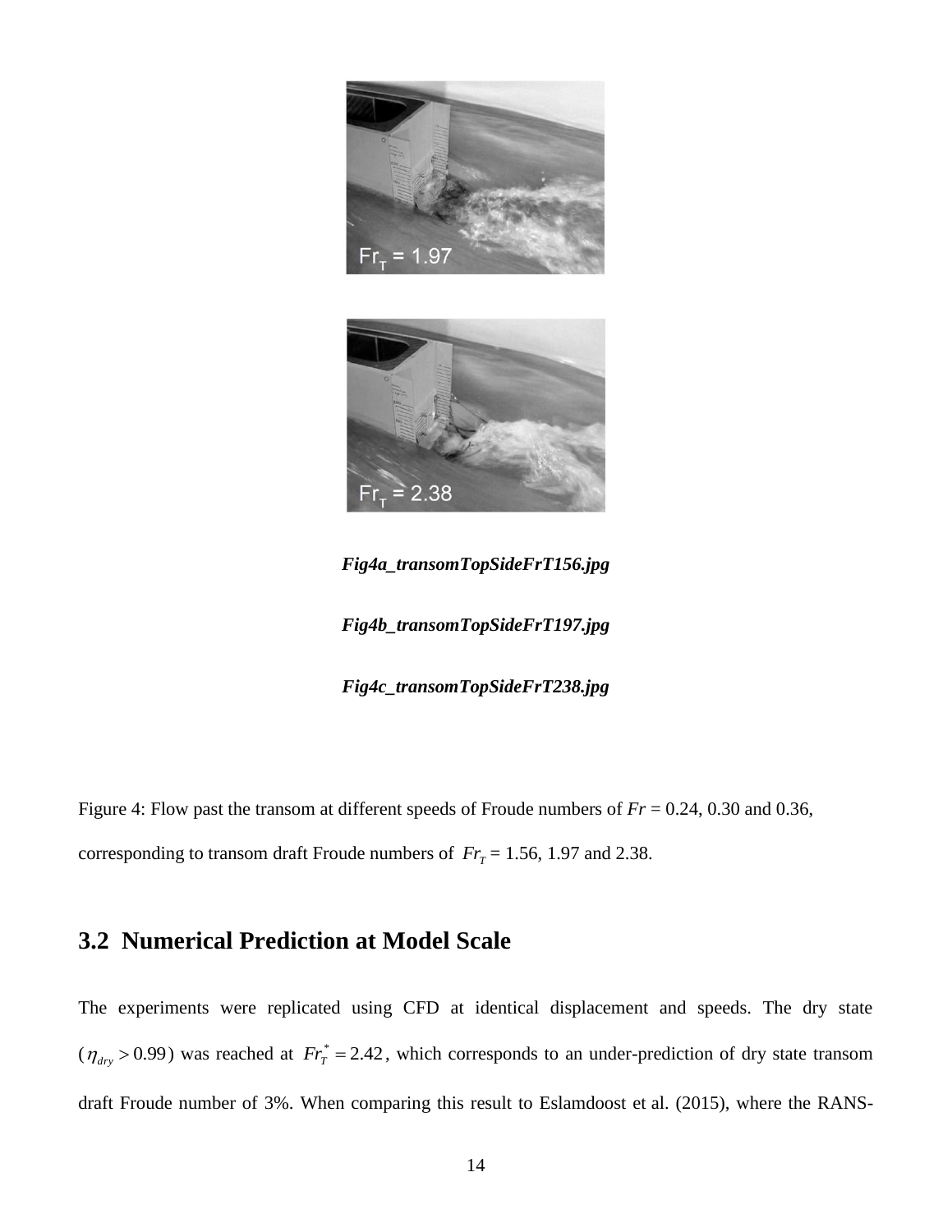*Fig4a_transomTopSideFrT156.jpg*

*Fig4b_transomTopSideFrT197.jpg*

*Fig4c_transomTopSideFrT238.jpg*

Figure 4: Flow past the transom at different speeds of Froude numbers of $Fr$ = 0.24, 0.30 and 0.36, corresponding to transom draft Froude numbers of $Fr_T$ = 1.56, 1.97 and 2.38.

## 3.2 Numerical Prediction at Model Scale

The experiments were replicated using CFD at identical displacement and speeds. The dry state ($\eta_{dry} > 0.99$) was reached at $Fr_T^* = 2.42$, which corresponds to an under-prediction of dry state transom draft Froude number of 3%. When comparing this result to Eslamdoost et al. (2015), where the RANS-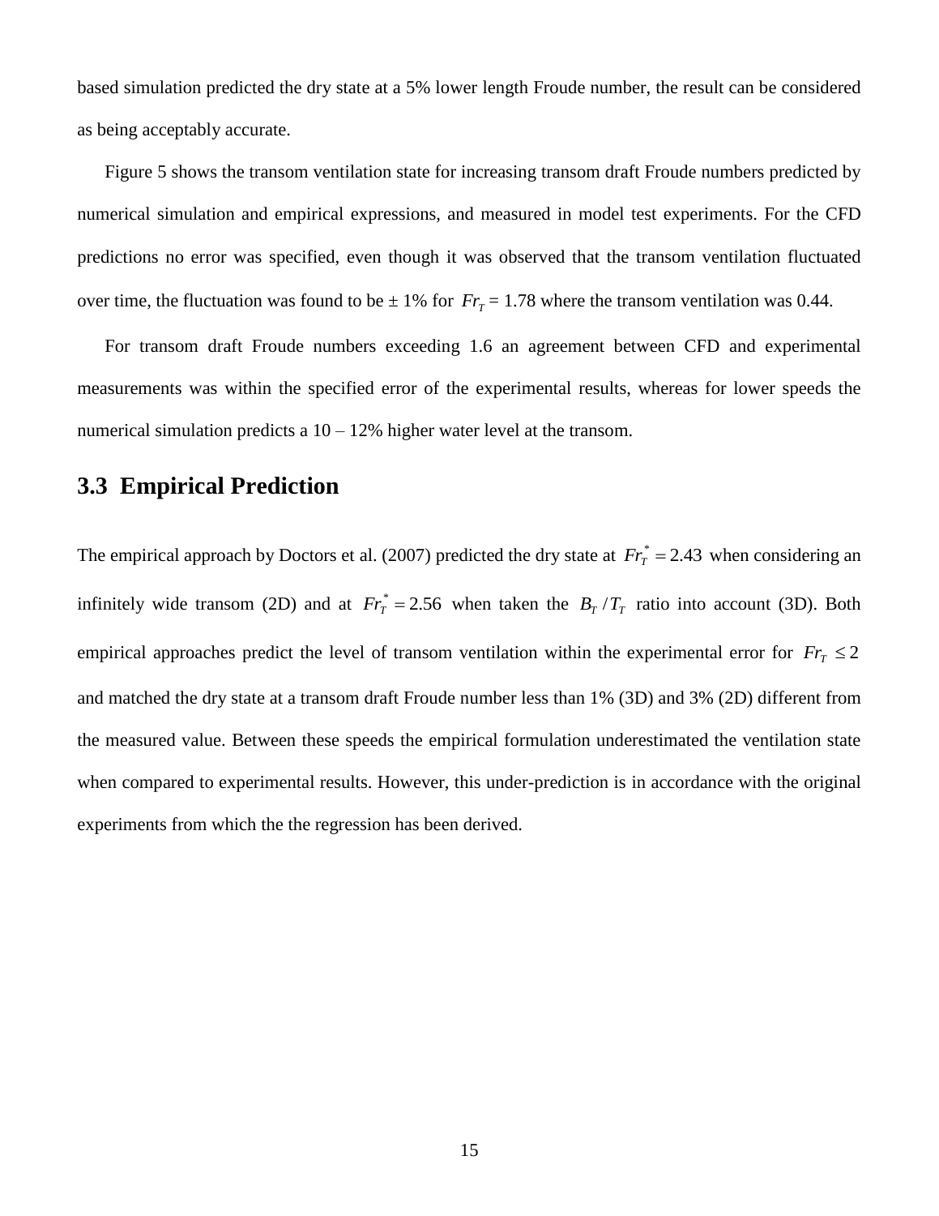based simulation predicted the dry state at a 5% lower length Froude number, the result can be considered as being acceptably accurate.

Figure 5 shows the transom ventilation state for increasing transom draft Froude numbers predicted by numerical simulation and empirical expressions, and measured in model test experiments. For the CFD predictions no error was specified, even though it was observed that the transom ventilation fluctuated over time, the fluctuation was found to be ± 1% for $Fr_T$ = 1.78 where the transom ventilation was 0.44.

For transom draft Froude numbers exceeding 1.6 an agreement between CFD and experimental measurements was within the specified error of the experimental results, whereas for lower speeds the numerical simulation predicts a 10 – 12% higher water level at the transom.

## 3.3 Empirical Prediction

The empirical approach by Doctors et al. (2007) predicted the dry state at $Fr_T^* = 2.43$ when considering an infinitely wide transom (2D) and at $Fr_T^* = 2.56$ when taken the $B_T / T_T$ ratio into account (3D). Both empirical approaches predict the level of transom ventilation within the experimental error for $Fr_T \leq 2$ and matched the dry state at a transom draft Froude number less than 1% (3D) and 3% (2D) different from the measured value. Between these speeds the empirical formulation underestimated the ventilation state when compared to experimental results. However, this under-prediction is in accordance with the original experiments from which the the regression has been derived.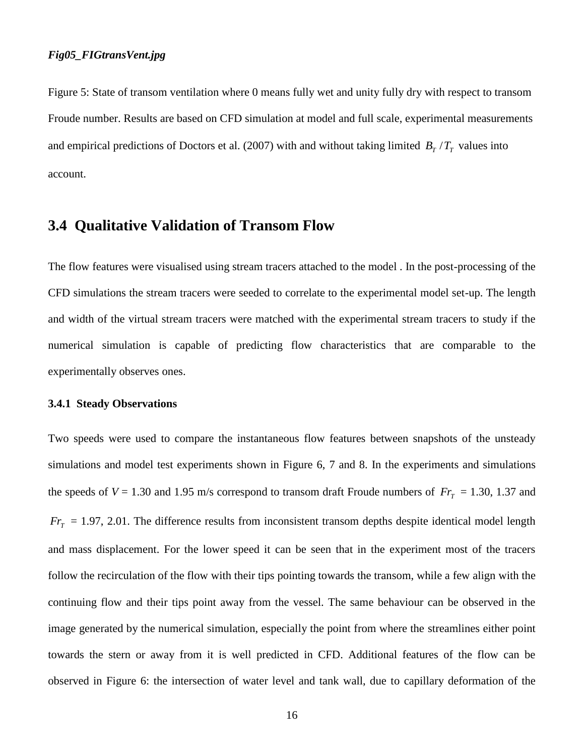*Fig05_FIGtransVent.jpg*

Figure 5: State of transom ventilation where 0 means fully wet and unity fully dry with respect to transom Froude number. Results are based on CFD simulation at model and full scale, experimental measurements and empirical predictions of Doctors et al. (2007) with and without taking limited $B_T / T_T$ values into account.

## 3.4 Qualitative Validation of Transom Flow

The flow features were visualised using stream tracers attached to the model . In the post-processing of the CFD simulations the stream tracers were seeded to correlate to the experimental model set-up. The length and width of the virtual stream tracers were matched with the experimental stream tracers to study if the numerical simulation is capable of predicting flow characteristics that are comparable to the experimentally observes ones.

### 3.4.1 Steady Observations

Two speeds were used to compare the instantaneous flow features between snapshots of the unsteady simulations and model test experiments shown in Figure 6, 7 and 8. In the experiments and simulations the speeds of $V$ = 1.30 and 1.95 m/s correspond to transom draft Froude numbers of $Fr_T$ = 1.30, 1.37 and $Fr_T$ = 1.97, 2.01. The difference results from inconsistent transom depths despite identical model length and mass displacement. For the lower speed it can be seen that in the experiment most of the tracers follow the recirculation of the flow with their tips pointing towards the transom, while a few align with the continuing flow and their tips point away from the vessel. The same behaviour can be observed in the image generated by the numerical simulation, especially the point from where the streamlines either point towards the stern or away from it is well predicted in CFD. Additional features of the flow can be observed in Figure 6: the intersection of water level and tank wall, due to capillary deformation of the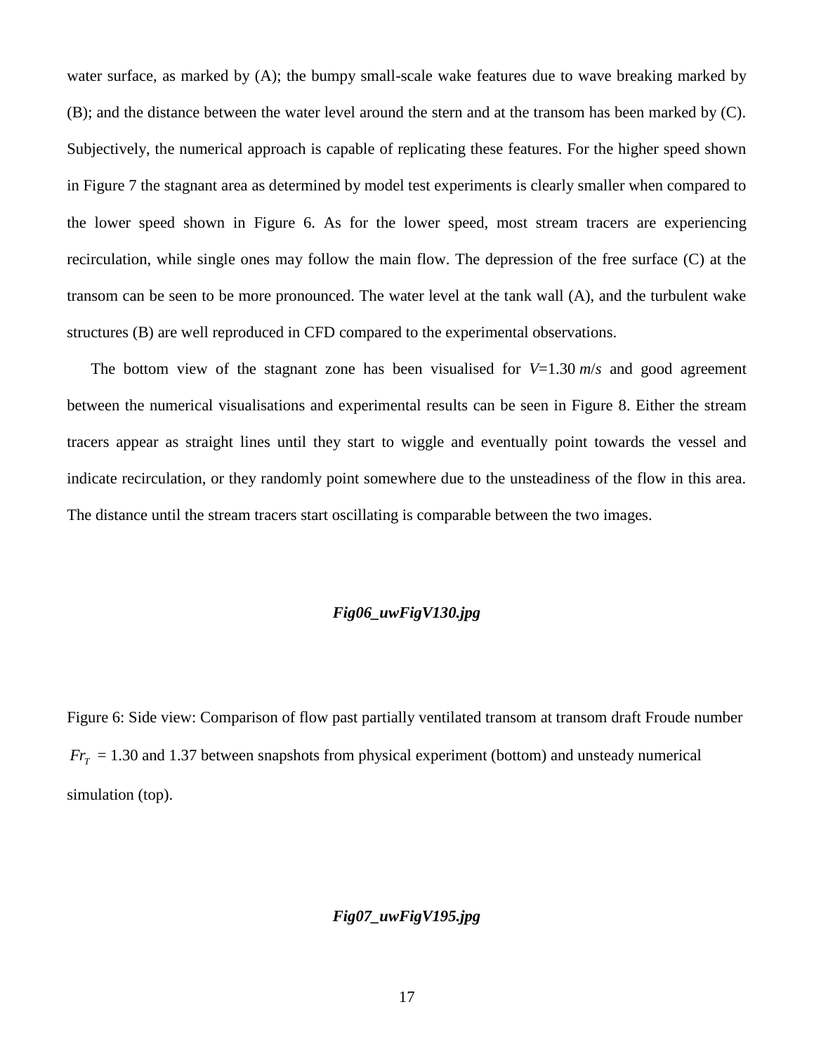water surface, as marked by (A); the bumpy small-scale wake features due to wave breaking marked by (B); and the distance between the water level around the stern and at the transom has been marked by (C). Subjectively, the numerical approach is capable of replicating these features. For the higher speed shown in Figure 7 the stagnant area as determined by model test experiments is clearly smaller when compared to the lower speed shown in Figure 6. As for the lower speed, most stream tracers are experiencing recirculation, while single ones may follow the main flow. The depression of the free surface (C) at the transom can be seen to be more pronounced. The water level at the tank wall (A), and the turbulent wake structures (B) are well reproduced in CFD compared to the experimental observations.

The bottom view of the stagnant zone has been visualised for $V$=1.30 $m/s$ and good agreement between the numerical visualisations and experimental results can be seen in Figure 8. Either the stream tracers appear as straight lines until they start to wiggle and eventually point towards the vessel and indicate recirculation, or they randomly point somewhere due to the unsteadiness of the flow in this area. The distance until the stream tracers start oscillating is comparable between the two images.

***Fig06_uwFigV130.jpg***

Figure 6: Side view: Comparison of flow past partially ventilated transom at transom draft Froude number $Fr_T$ = 1.30 and 1.37 between snapshots from physical experiment (bottom) and unsteady numerical simulation (top).

***Fig07_uwFigV195.jpg***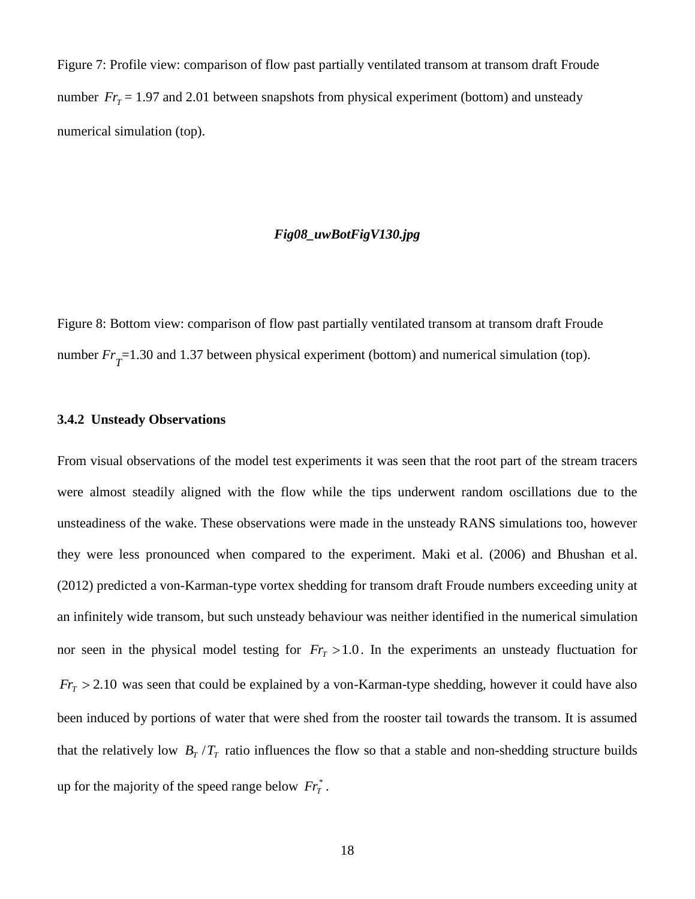Figure 7: Profile view: comparison of flow past partially ventilated transom at transom draft Froude number $Fr_T$ = 1.97 and 2.01 between snapshots from physical experiment (bottom) and unsteady numerical simulation (top).

***Fig08_uwBotFigV130.jpg***

Figure 8: Bottom view: comparison of flow past partially ventilated transom at transom draft Froude number $Fr_T$=1.30 and 1.37 between physical experiment (bottom) and numerical simulation (top).

#### 3.4.2 Unsteady Observations

From visual observations of the model test experiments it was seen that the root part of the stream tracers were almost steadily aligned with the flow while the tips underwent random oscillations due to the unsteadiness of the wake. These observations were made in the unsteady RANS simulations too, however they were less pronounced when compared to the experiment. Maki et al. (2006) and Bhushan et al. (2012) predicted a von-Karman-type vortex shedding for transom draft Froude numbers exceeding unity at an infinitely wide transom, but such unsteady behaviour was neither identified in the numerical simulation nor seen in the physical model testing for $Fr_T > 1.0$. In the experiments an unsteady fluctuation for $Fr_T > 2.10$ was seen that could be explained by a von-Karman-type shedding, however it could have also been induced by portions of water that were shed from the rooster tail towards the transom. It is assumed that the relatively low $B_T / T_T$ ratio influences the flow so that a stable and non-shedding structure builds up for the majority of the speed range below $Fr_T^*$.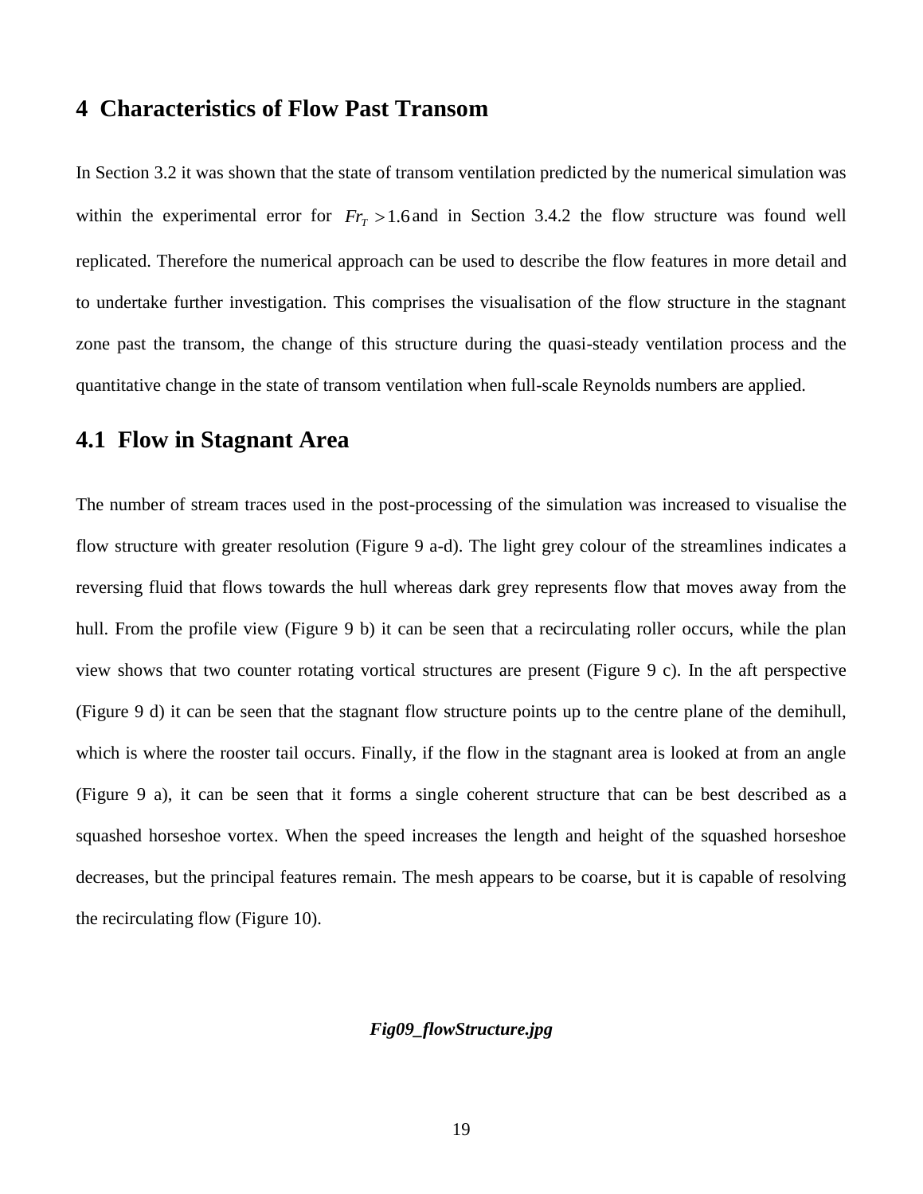# 4 Characteristics of Flow Past Transom

In Section 3.2 it was shown that the state of transom ventilation predicted by the numerical simulation was within the experimental error for $Fr_T > 1.6$ and in Section 3.4.2 the flow structure was found well replicated. Therefore the numerical approach can be used to describe the flow features in more detail and to undertake further investigation. This comprises the visualisation of the flow structure in the stagnant zone past the transom, the change of this structure during the quasi-steady ventilation process and the quantitative change in the state of transom ventilation when full-scale Reynolds numbers are applied.

## 4.1 Flow in Stagnant Area

The number of stream traces used in the post-processing of the simulation was increased to visualise the flow structure with greater resolution (Figure 9 a-d). The light grey colour of the streamlines indicates a reversing fluid that flows towards the hull whereas dark grey represents flow that moves away from the hull. From the profile view (Figure 9 b) it can be seen that a recirculating roller occurs, while the plan view shows that two counter rotating vortical structures are present (Figure 9 c). In the aft perspective (Figure 9 d) it can be seen that the stagnant flow structure points up to the centre plane of the demihull, which is where the rooster tail occurs. Finally, if the flow in the stagnant area is looked at from an angle (Figure 9 a), it can be seen that it forms a single coherent structure that can be best described as a squashed horseshoe vortex. When the speed increases the length and height of the squashed horseshoe decreases, but the principal features remain. The mesh appears to be coarse, but it is capable of resolving the recirculating flow (Figure 10).

***Fig09_flowStructure.jpg***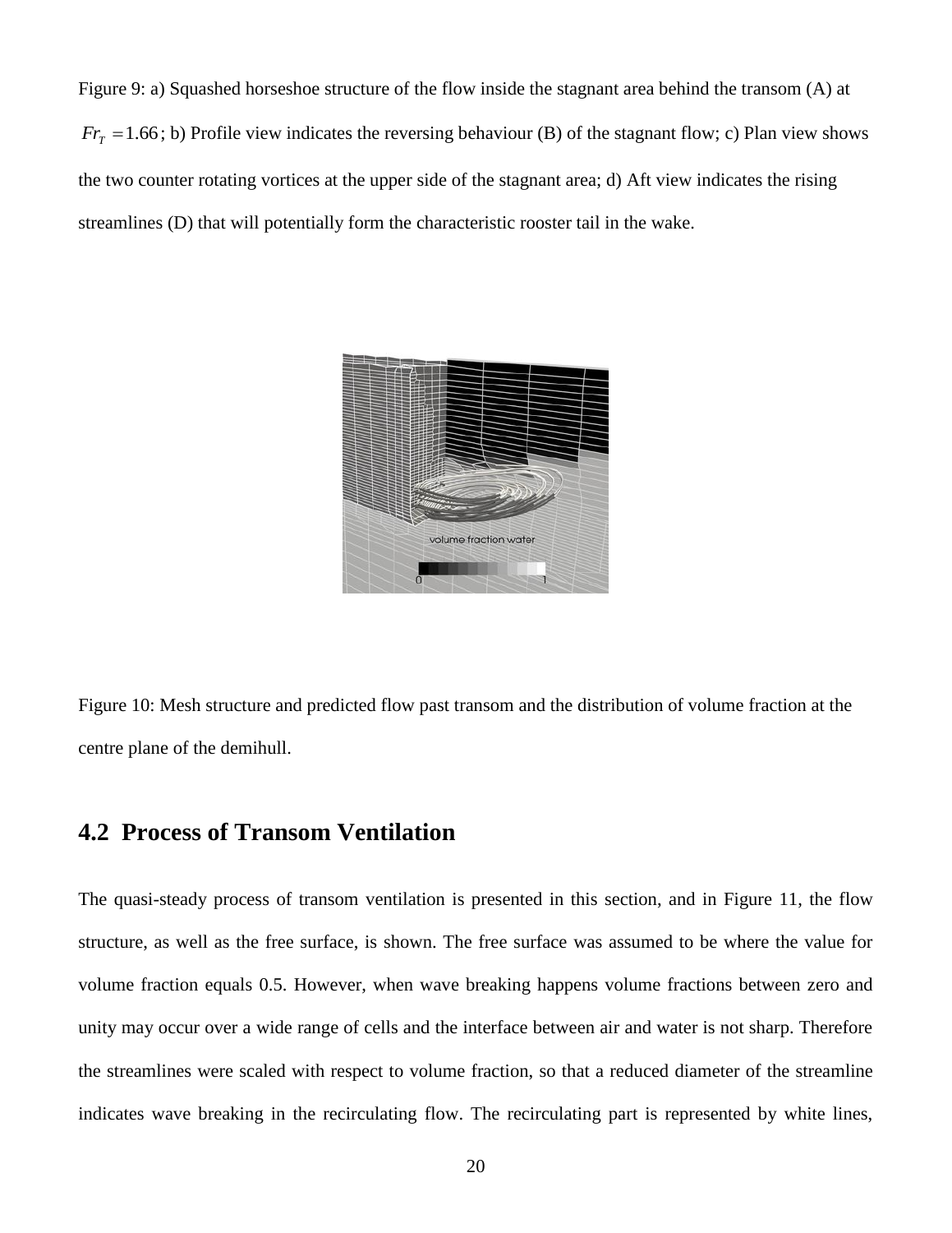Figure 9: a) Squashed horseshoe structure of the flow inside the stagnant area behind the transom (A) at $Fr_T = 1.66$; b) Profile view indicates the reversing behaviour (B) of the stagnant flow; c) Plan view shows the two counter rotating vortices at the upper side of the stagnant area; d) Aft view indicates the rising streamlines (D) that will potentially form the characteristic rooster tail in the wake.

Figure 10: Mesh structure and predicted flow past transom and the distribution of volume fraction at the centre plane of the demihull.

## 4.2 Process of Transom Ventilation

The quasi-steady process of transom ventilation is presented in this section, and in Figure 11, the flow structure, as well as the free surface, is shown. The free surface was assumed to be where the value for volume fraction equals 0.5. However, when wave breaking happens volume fractions between zero and unity may occur over a wide range of cells and the interface between air and water is not sharp. Therefore the streamlines were scaled with respect to volume fraction, so that a reduced diameter of the streamline indicates wave breaking in the recirculating flow. The recirculating part is represented by white lines,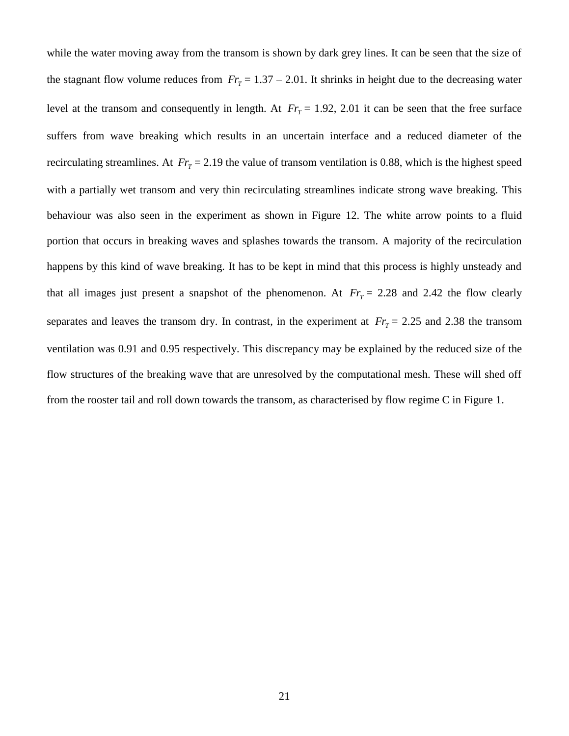while the water moving away from the transom is shown by dark grey lines. It can be seen that the size of the stagnant flow volume reduces from $Fr_T$ = 1.37 – 2.01. It shrinks in height due to the decreasing water level at the transom and consequently in length. At $Fr_T$ = 1.92, 2.01 it can be seen that the free surface suffers from wave breaking which results in an uncertain interface and a reduced diameter of the recirculating streamlines. At $Fr_T$ = 2.19 the value of transom ventilation is 0.88, which is the highest speed with a partially wet transom and very thin recirculating streamlines indicate strong wave breaking. This behaviour was also seen in the experiment as shown in Figure 12. The white arrow points to a fluid portion that occurs in breaking waves and splashes towards the transom. A majority of the recirculation happens by this kind of wave breaking. It has to be kept in mind that this process is highly unsteady and that all images just present a snapshot of the phenomenon. At $Fr_T$ = 2.28 and 2.42 the flow clearly separates and leaves the transom dry. In contrast, in the experiment at $Fr_T$ = 2.25 and 2.38 the transom ventilation was 0.91 and 0.95 respectively. This discrepancy may be explained by the reduced size of the flow structures of the breaking wave that are unresolved by the computational mesh. These will shed off from the rooster tail and roll down towards the transom, as characterised by flow regime C in Figure 1.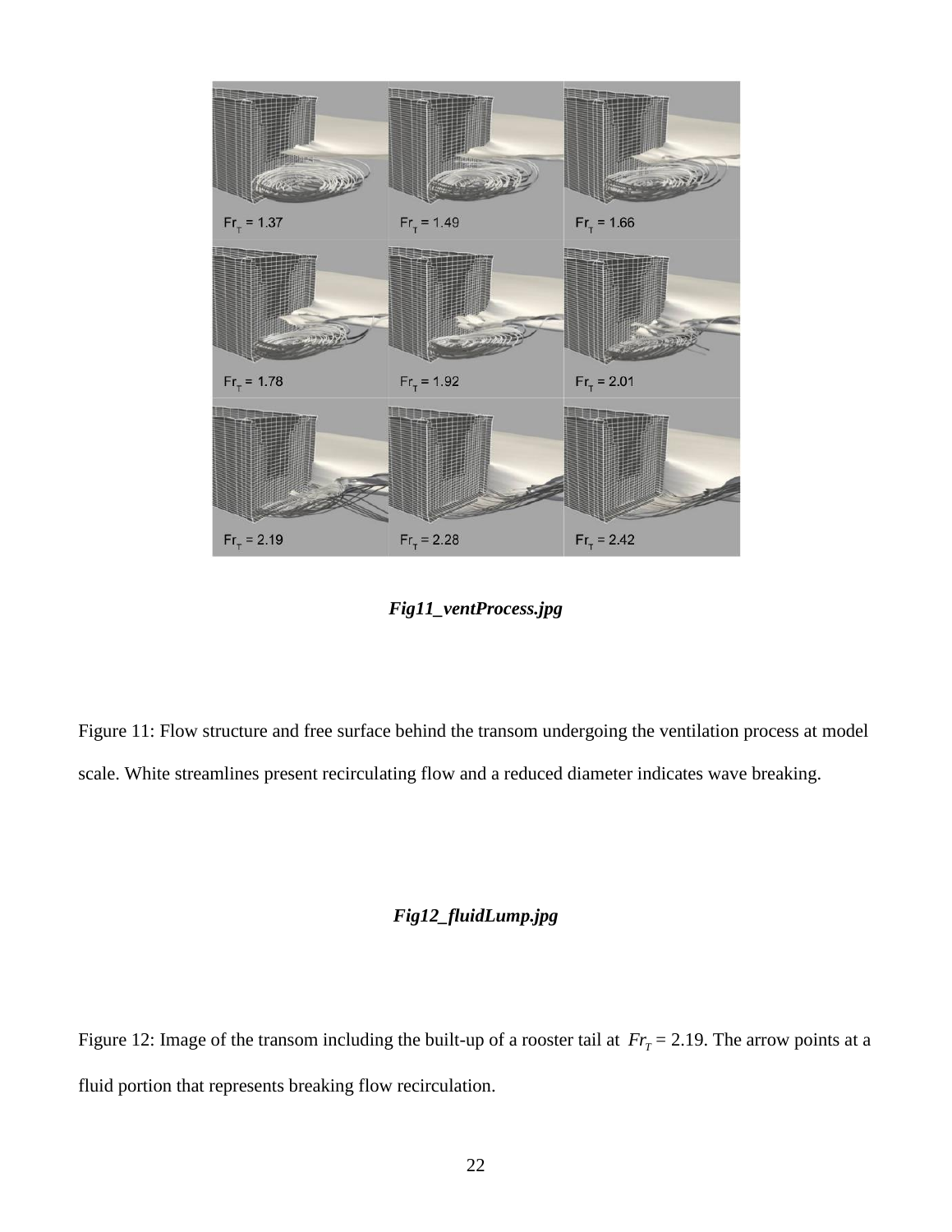*Fig11_ventProcess.jpg*

Figure 11: Flow structure and free surface behind the transom undergoing the ventilation process at model scale. White streamlines present recirculating flow and a reduced diameter indicates wave breaking.

*Fig12_fluidLump.jpg*

Figure 12: Image of the transom including the built-up of a rooster tail at $Fr_T = 2.19$. The arrow points at a fluid portion that represents breaking flow recirculation.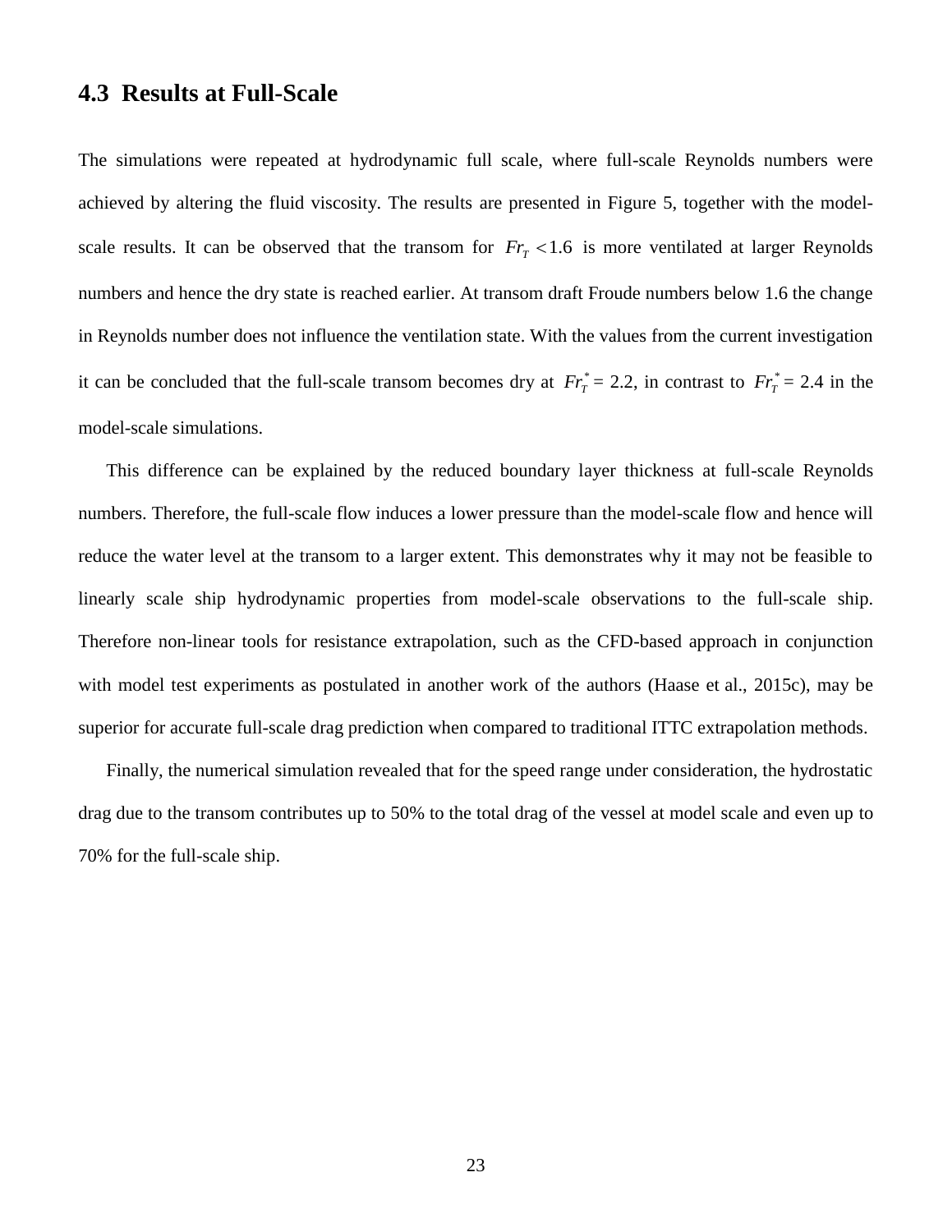## 4.3 Results at Full-Scale

The simulations were repeated at hydrodynamic full scale, where full-scale Reynolds numbers were achieved by altering the fluid viscosity. The results are presented in Figure 5, together with the model-scale results. It can be observed that the transom for $Fr_T < 1.6$ is more ventilated at larger Reynolds numbers and hence the dry state is reached earlier. At transom draft Froude numbers below 1.6 the change in Reynolds number does not influence the ventilation state. With the values from the current investigation it can be concluded that the full-scale transom becomes dry at $Fr_T^* = 2.2$, in contrast to $Fr_T^* = 2.4$ in the model-scale simulations.

This difference can be explained by the reduced boundary layer thickness at full-scale Reynolds numbers. Therefore, the full-scale flow induces a lower pressure than the model-scale flow and hence will reduce the water level at the transom to a larger extent. This demonstrates why it may not be feasible to linearly scale ship hydrodynamic properties from model-scale observations to the full-scale ship. Therefore non-linear tools for resistance extrapolation, such as the CFD-based approach in conjunction with model test experiments as postulated in another work of the authors (Haase et al., 2015c), may be superior for accurate full-scale drag prediction when compared to traditional ITTC extrapolation methods.

Finally, the numerical simulation revealed that for the speed range under consideration, the hydrostatic drag due to the transom contributes up to 50% to the total drag of the vessel at model scale and even up to 70% for the full-scale ship.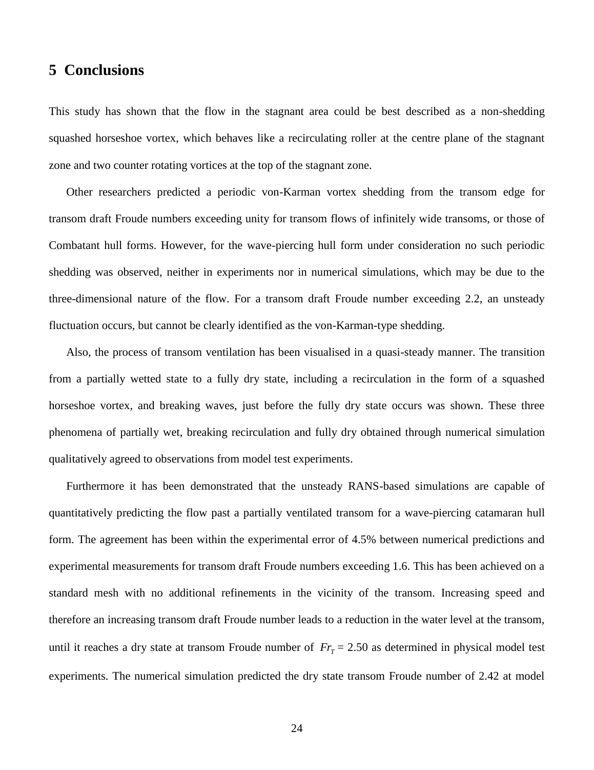## 5 Conclusions

This study has shown that the flow in the stagnant area could be best described as a non-shedding squashed horseshoe vortex, which behaves like a recirculating roller at the centre plane of the stagnant zone and two counter rotating vortices at the top of the stagnant zone.

Other researchers predicted a periodic von-Karman vortex shedding from the transom edge for transom draft Froude numbers exceeding unity for transom flows of infinitely wide transoms, or those of Combatant hull forms. However, for the wave-piercing hull form under consideration no such periodic shedding was observed, neither in experiments nor in numerical simulations, which may be due to the three-dimensional nature of the flow. For a transom draft Froude number exceeding 2.2, an unsteady fluctuation occurs, but cannot be clearly identified as the von-Karman-type shedding.

Also, the process of transom ventilation has been visualised in a quasi-steady manner. The transition from a partially wetted state to a fully dry state, including a recirculation in the form of a squashed horseshoe vortex, and breaking waves, just before the fully dry state occurs was shown. These three phenomena of partially wet, breaking recirculation and fully dry obtained through numerical simulation qualitatively agreed to observations from model test experiments.

Furthermore it has been demonstrated that the unsteady RANS-based simulations are capable of quantitatively predicting the flow past a partially ventilated transom for a wave-piercing catamaran hull form. The agreement has been within the experimental error of 4.5% between numerical predictions and experimental measurements for transom draft Froude numbers exceeding 1.6. This has been achieved on a standard mesh with no additional refinements in the vicinity of the transom. Increasing speed and therefore an increasing transom draft Froude number leads to a reduction in the water level at the transom, until it reaches a dry state at transom Froude number of $Fr_T = 2.50$ as determined in physical model test experiments. The numerical simulation predicted the dry state transom Froude number of 2.42 at model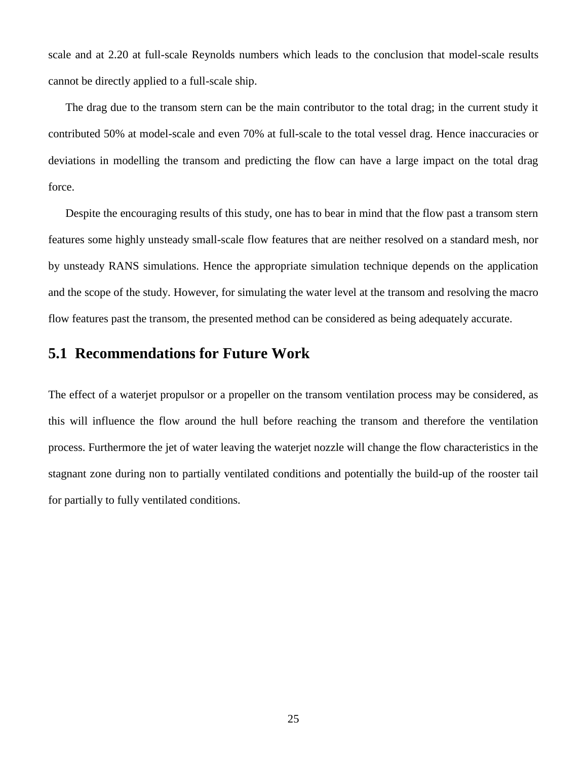scale and at 2.20 at full-scale Reynolds numbers which leads to the conclusion that model-scale results cannot be directly applied to a full-scale ship.

The drag due to the transom stern can be the main contributor to the total drag; in the current study it contributed 50% at model-scale and even 70% at full-scale to the total vessel drag. Hence inaccuracies or deviations in modelling the transom and predicting the flow can have a large impact on the total drag force.

Despite the encouraging results of this study, one has to bear in mind that the flow past a transom stern features some highly unsteady small-scale flow features that are neither resolved on a standard mesh, nor by unsteady RANS simulations. Hence the appropriate simulation technique depends on the application and the scope of the study. However, for simulating the water level at the transom and resolving the macro flow features past the transom, the presented method can be considered as being adequately accurate.

## 5.1 Recommendations for Future Work

The effect of a waterjet propulsor or a propeller on the transom ventilation process may be considered, as this will influence the flow around the hull before reaching the transom and therefore the ventilation process. Furthermore the jet of water leaving the waterjet nozzle will change the flow characteristics in the stagnant zone during non to partially ventilated conditions and potentially the build-up of the rooster tail for partially to fully ventilated conditions.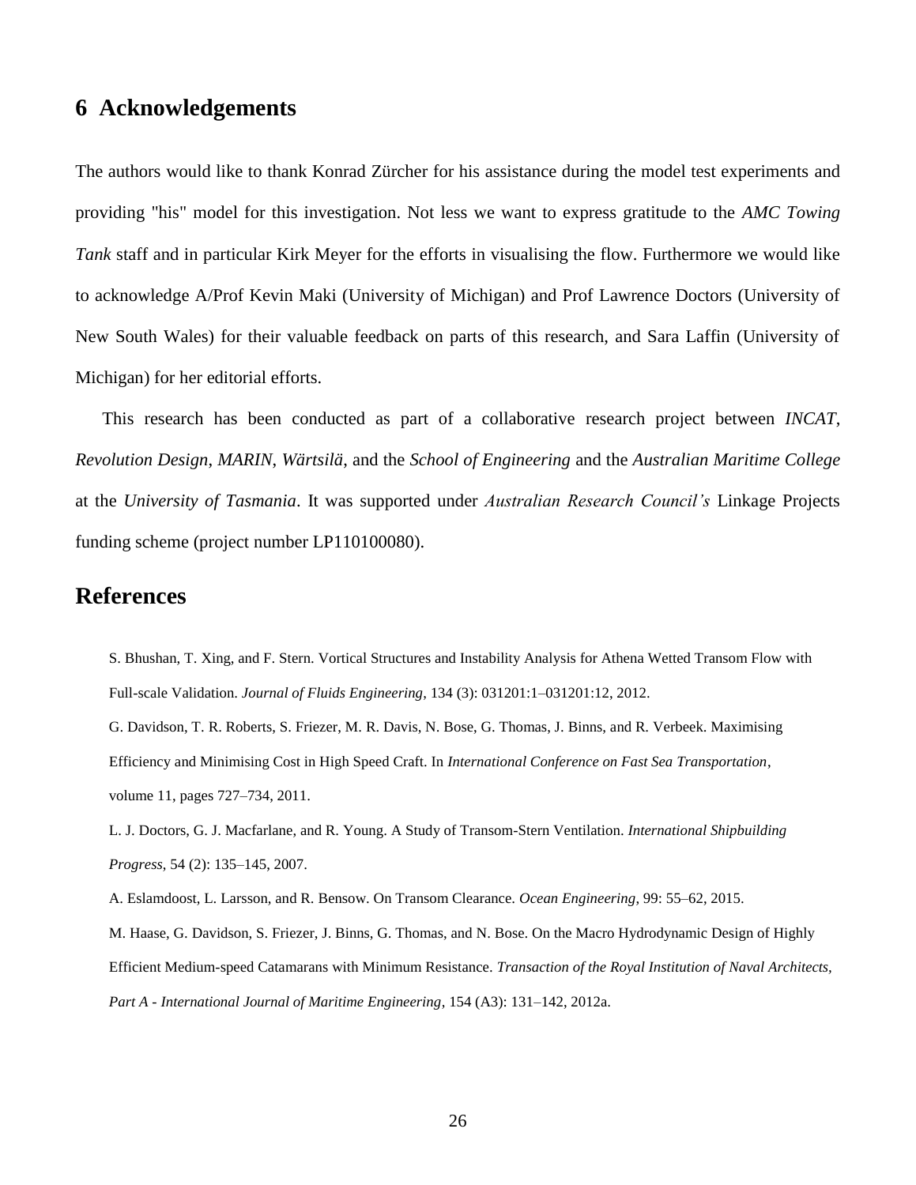## 6 Acknowledgements

The authors would like to thank Konrad Zürcher for his assistance during the model test experiments and providing "his" model for this investigation. Not less we want to express gratitude to the *AMC Towing Tank* staff and in particular Kirk Meyer for the efforts in visualising the flow. Furthermore we would like to acknowledge A/Prof Kevin Maki (University of Michigan) and Prof Lawrence Doctors (University of New South Wales) for their valuable feedback on parts of this research, and Sara Laffin (University of Michigan) for her editorial efforts.

This research has been conducted as part of a collaborative research project between *INCAT*, *Revolution Design*, *MARIN*, *Wärtsilä*, and the *School of Engineering* and the *Australian Maritime College* at the *University of Tasmania*. It was supported under *Australian Research Council's* Linkage Projects funding scheme (project number LP110100080).

# References

S. Bhushan, T. Xing, and F. Stern. Vortical Structures and Instability Analysis for Athena Wetted Transom Flow with Full-scale Validation. *Journal of Fluids Engineering*, 134 (3): 031201:1–031201:12, 2012.

G. Davidson, T. R. Roberts, S. Friezer, M. R. Davis, N. Bose, G. Thomas, J. Binns, and R. Verbeek. Maximising Efficiency and Minimising Cost in High Speed Craft. In *International Conference on Fast Sea Transportation*, volume 11, pages 727–734, 2011.

L. J. Doctors, G. J. Macfarlane, and R. Young. A Study of Transom-Stern Ventilation. *International Shipbuilding Progress*, 54 (2): 135–145, 2007.

A. Eslamdoost, L. Larsson, and R. Bensow. On Transom Clearance. *Ocean Engineering*, 99: 55–62, 2015.

M. Haase, G. Davidson, S. Friezer, J. Binns, G. Thomas, and N. Bose. On the Macro Hydrodynamic Design of Highly Efficient Medium-speed Catamarans with Minimum Resistance. *Transaction of the Royal Institution of Naval Architects, Part A - International Journal of Maritime Engineering*, 154 (A3): 131–142, 2012a.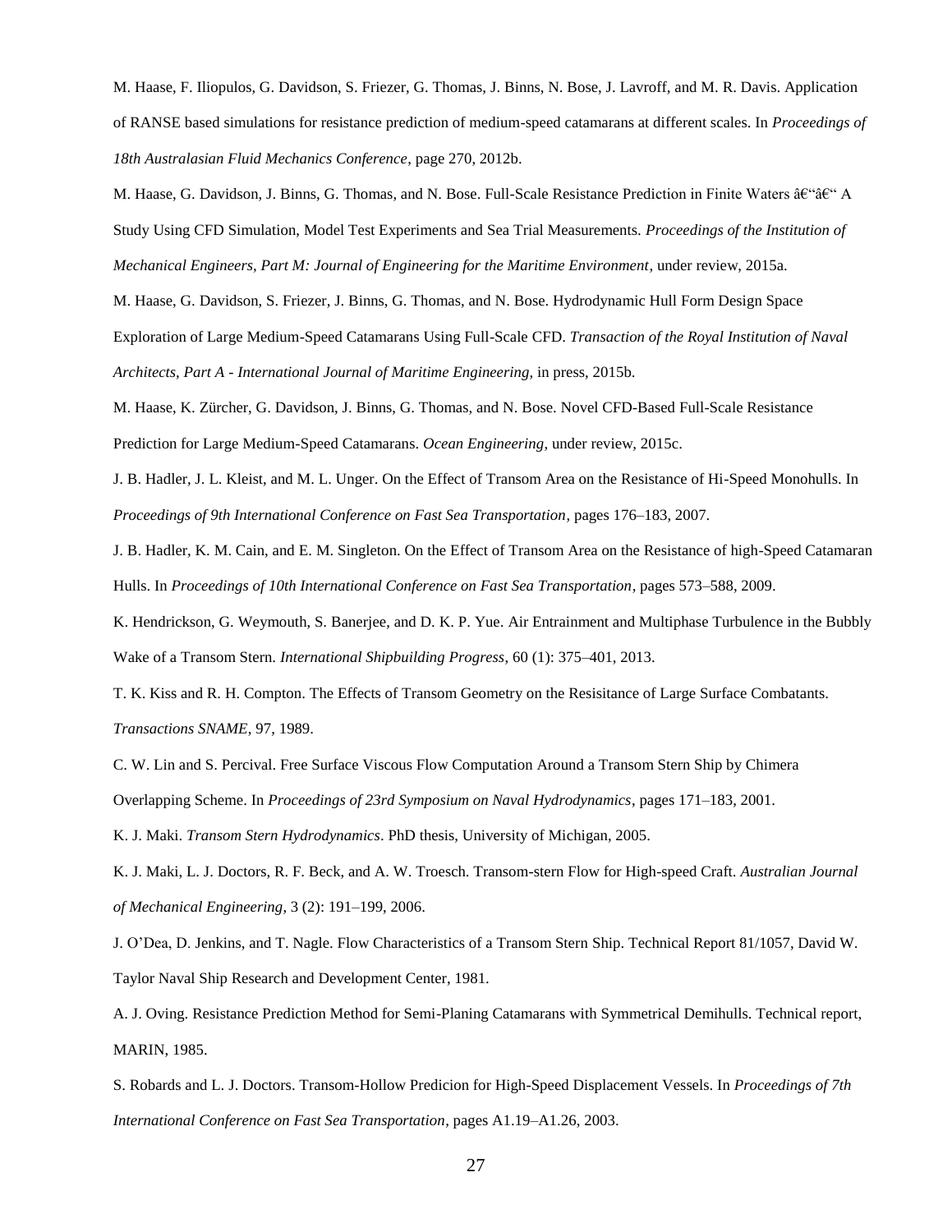M. Haase, F. Iliopulos, G. Davidson, S. Friezer, G. Thomas, J. Binns, N. Bose, J. Lavroff, and M. R. Davis. Application of RANSE based simulations for resistance prediction of medium-speed catamarans at different scales. In *Proceedings of 18th Australasian Fluid Mechanics Conference*, page 270, 2012b.

M. Haase, G. Davidson, J. Binns, G. Thomas, and N. Bose. Full-Scale Resistance Prediction in Finite Waters â€“â€“ A Study Using CFD Simulation, Model Test Experiments and Sea Trial Measurements. *Proceedings of the Institution of Mechanical Engineers, Part M: Journal of Engineering for the Maritime Environment*, under review, 2015a.

M. Haase, G. Davidson, S. Friezer, J. Binns, G. Thomas, and N. Bose. Hydrodynamic Hull Form Design Space Exploration of Large Medium-Speed Catamarans Using Full-Scale CFD. *Transaction of the Royal Institution of Naval Architects, Part A - International Journal of Maritime Engineering*, in press, 2015b.

M. Haase, K. Zürcher, G. Davidson, J. Binns, G. Thomas, and N. Bose. Novel CFD-Based Full-Scale Resistance Prediction for Large Medium-Speed Catamarans. *Ocean Engineering*, under review, 2015c.

J. B. Hadler, J. L. Kleist, and M. L. Unger. On the Effect of Transom Area on the Resistance of Hi-Speed Monohulls. In *Proceedings of 9th International Conference on Fast Sea Transportation*, pages 176–183, 2007.

J. B. Hadler, K. M. Cain, and E. M. Singleton. On the Effect of Transom Area on the Resistance of high-Speed Catamaran Hulls. In *Proceedings of 10th International Conference on Fast Sea Transportation*, pages 573–588, 2009.

K. Hendrickson, G. Weymouth, S. Banerjee, and D. K. P. Yue. Air Entrainment and Multiphase Turbulence in the Bubbly Wake of a Transom Stern. *International Shipbuilding Progress*, 60 (1): 375–401, 2013.

T. K. Kiss and R. H. Compton. The Effects of Transom Geometry on the Resisitance of Large Surface Combatants. *Transactions SNAME*, 97, 1989.

C. W. Lin and S. Percival. Free Surface Viscous Flow Computation Around a Transom Stern Ship by Chimera Overlapping Scheme. In *Proceedings of 23rd Symposium on Naval Hydrodynamics*, pages 171–183, 2001.

K. J. Maki. *Transom Stern Hydrodynamics*. PhD thesis, University of Michigan, 2005.

K. J. Maki, L. J. Doctors, R. F. Beck, and A. W. Troesch. Transom-stern Flow for High-speed Craft. *Australian Journal of Mechanical Engineering*, 3 (2): 191–199, 2006.

J. O'Dea, D. Jenkins, and T. Nagle. Flow Characteristics of a Transom Stern Ship. Technical Report 81/1057, David W. Taylor Naval Ship Research and Development Center, 1981.

A. J. Oving. Resistance Prediction Method for Semi-Planing Catamarans with Symmetrical Demihulls. Technical report, MARIN, 1985.

S. Robards and L. J. Doctors. Transom-Hollow Predicion for High-Speed Displacement Vessels. In *Proceedings of 7th International Conference on Fast Sea Transportation*, pages A1.19–A1.26, 2003.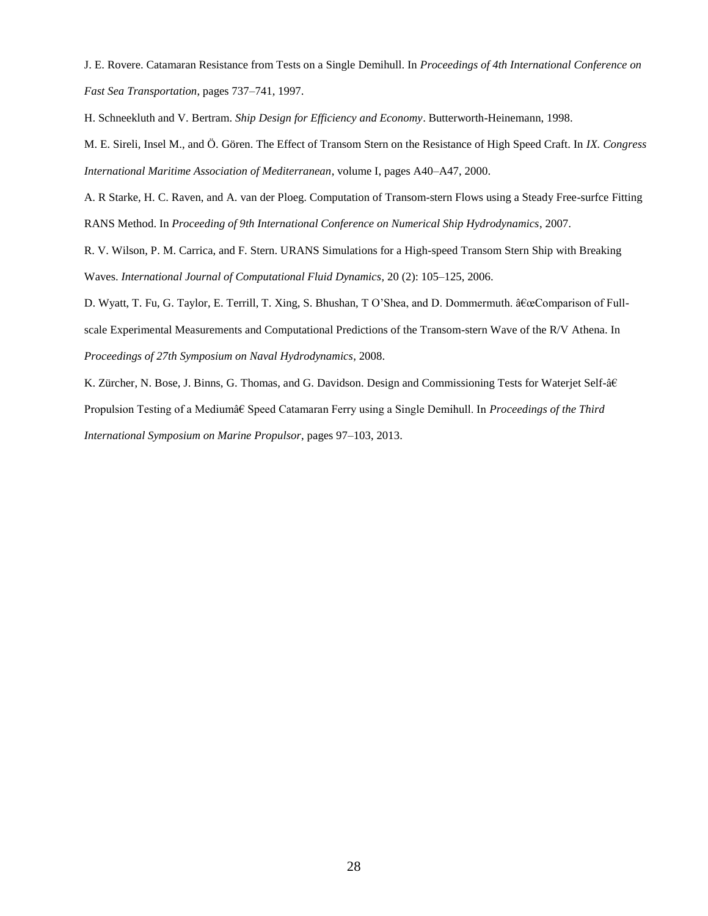J. E. Rovere. Catamaran Resistance from Tests on a Single Demihull. In *Proceedings of 4th International Conference on Fast Sea Transportation*, pages 737–741, 1997.

H. Schneekluth and V. Bertram. *Ship Design for Efficiency and Economy*. Butterworth-Heinemann, 1998.

M. E. Sireli, Insel M., and Ö. Gören. The Effect of Transom Stern on the Resistance of High Speed Craft. In *IX. Congress International Maritime Association of Mediterranean*, volume I, pages A40–A47, 2000.

A. R Starke, H. C. Raven, and A. van der Ploeg. Computation of Transom-stern Flows using a Steady Free-surfce Fitting RANS Method. In *Proceeding of 9th International Conference on Numerical Ship Hydrodynamics*, 2007.

R. V. Wilson, P. M. Carrica, and F. Stern. URANS Simulations for a High-speed Transom Stern Ship with Breaking Waves. *International Journal of Computational Fluid Dynamics*, 20 (2): 105–125, 2006.

D. Wyatt, T. Fu, G. Taylor, E. Terrill, T. Xing, S. Bhushan, T O'Shea, and D. Dommermuth. â€œComparison of Full-scale Experimental Measurements and Computational Predictions of the Transom-stern Wave of the R/V Athena. In *Proceedings of 27th Symposium on Naval Hydrodynamics*, 2008.

K. Zürcher, N. Bose, J. Binns, G. Thomas, and G. Davidson. Design and Commissioning Tests for Waterjet Self-â€ Propulsion Testing of a Mediumâ€ Speed Catamaran Ferry using a Single Demihull. In *Proceedings of the Third International Symposium on Marine Propulsor*, pages 97–103, 2013.